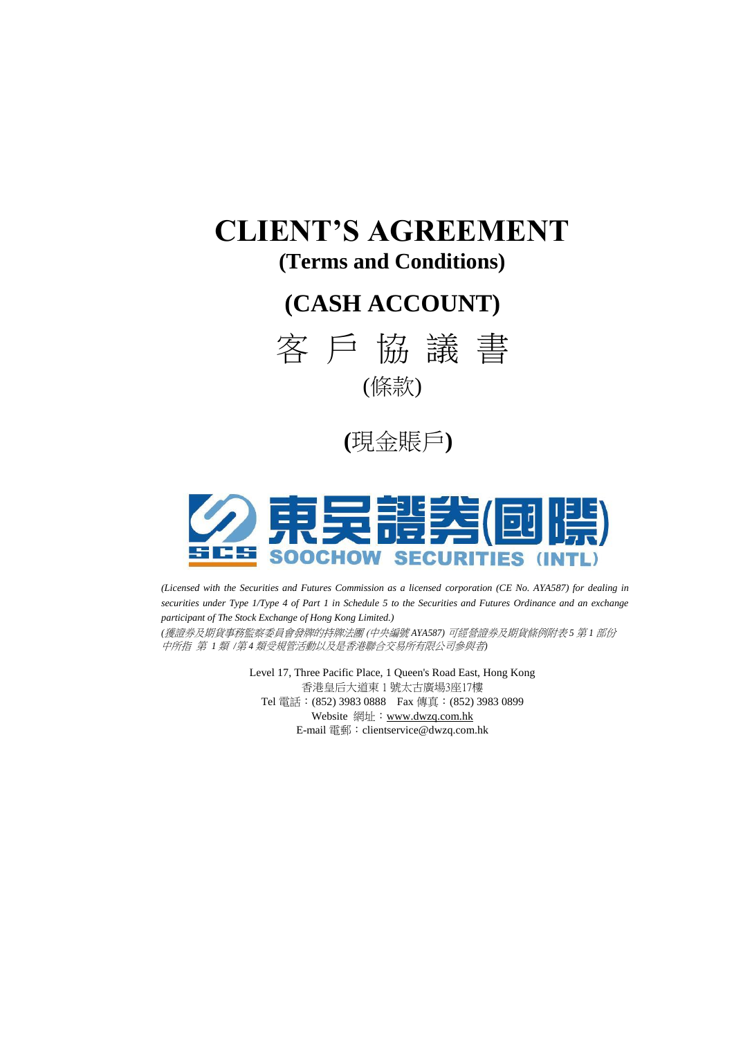# CLIENT'S AGREEMENT

## (Terms and Conditions)

## (CASH ACCOUNT)

# 客 戶 協 議 書

## (條款)

## (現金賬戶)

東吳證券(國際)

SOOCHOW SECURITIES (INTL)

*(Licensed with the Securities and Futures Commission as a licensed corporation (CE No. AYA587) for dealing in securities under Type 1/Type 4 of Part 1 in Schedule 5 to the Securities and Futures Ordinance and an exchange participant of The Stock Exchange of Hong Kong Limited.)*

*(獲證券及期貨事務監察委員會發牌的持牌法團 (中央編號 AYA587) 可經營證券及期貨條例附表 5 第 1 部份中所指 第 1 類 /第 4 類受規管活動以及是香港聯合交易所有限公司參與者)*

Level 17, Three Pacific Place, 1 Queen's Road East, Hong Kong
香港皇后大道東 1 號太古廣場3座17樓
Tel 電話：(852) 3983 0888 Fax 傳真：(852) 3983 0899
Website 網址：www.dwzq.com.hk
E-mail 電郵：clientservice@dwzq.com.hk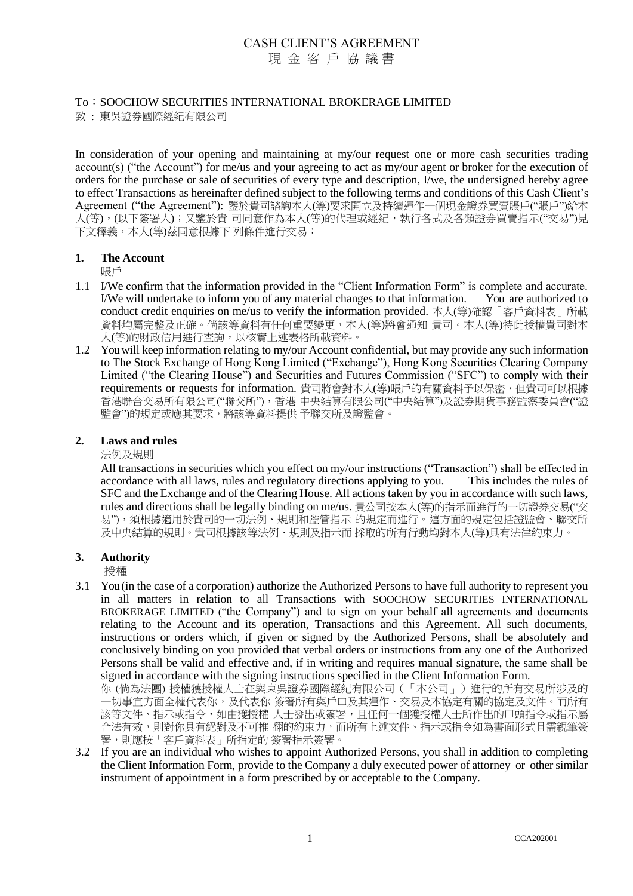# CASH CLIENT'S AGREEMENT
# 現金客戶協議書

To：SOOCHOW SECURITIES INTERNATIONAL BROKERAGE LIMITED
致：東吳證券國際經紀有限公司

In consideration of your opening and maintaining at my/our request one or more cash securities trading account(s) ("the Account") for me/us and your agreeing to act as my/our agent or broker for the execution of orders for the purchase or sale of securities of every type and description, I/we, the undersigned hereby agree to effect Transactions as hereinafter defined subject to the following terms and conditions of this Cash Client's Agreement ("the Agreement"): 鑒於貴司諮詢本人(等)要求開立及持續運作一個現金證券買賣賬戶("賬戶")給本人(等)，(以下簽署人)；又鑒於貴 司同意作為本人(等)的代理或經紀，執行各式及各類證券買賣指示("交易")見下文釋義，本人(等)茲同意根據下 列條件進行交易：

## 1. The Account
賬戶

1.1 I/We confirm that the information provided in the "Client Information Form" is complete and accurate. I/We will undertake to inform you of any material changes to that information. You are authorized to conduct credit enquiries on me/us to verify the information provided. 本人(等)確認「客戶資料表」所載資料均屬完整及正確。倘該等資料有任何重要變更，本人(等)將會通知 貴司。本人(等)特此授權貴司對本人(等)的財政信用進行查詢，以核實上述表格所載資料。

1.2 You will keep information relating to my/our Account confidential, but may provide any such information to The Stock Exchange of Hong Kong Limited ("Exchange"), Hong Kong Securities Clearing Company Limited ("the Clearing House") and Securities and Futures Commission ("SFC") to comply with their requirements or requests for information. 貴司將會對本人(等)賬戶的有關資料予以保密，但貴司可以根據香港聯合交易所有限公司("聯交所")，香港 中央結算有限公司("中央結算")及證券期貨事務監察委員會("證監會")的規定或應其要求，將該等資料提供 予聯交所及證監會。

## 2. Laws and rules
法例及規則

All transactions in securities which you effect on my/our instructions ("Transaction") shall be effected in accordance with all laws, rules and regulatory directions applying to you. This includes the rules of SFC and the Exchange and of the Clearing House. All actions taken by you in accordance with such laws, rules and directions shall be legally binding on me/us. 貴公司按本人(等)的指示而進行的一切證券交易("交易")，須根據適用於貴司的一切法例、規則和監管指示 的規定而進行。這方面的規定包括證監會、聯交所及中央結算的規則。貴司根據該等法例、規則及指示而 採取的所有行動均對本人(等)具有法律約束力。

## 3. Authority
授權

3.1 You (in the case of a corporation) authorize the Authorized Persons to have full authority to represent you in all matters in relation to all Transactions with SOOCHOW SECURITIES INTERNATIONAL BROKERAGE LIMITED ("the Company") and to sign on your behalf all agreements and documents relating to the Account and its operation, Transactions and this Agreement. All such documents, instructions or orders which, if given or signed by the Authorized Persons, shall be absolutely and conclusively binding on you provided that verbal orders or instructions from any one of the Authorized Persons shall be valid and effective and, if in writing and requires manual signature, the same shall be signed in accordance with the signing instructions specified in the Client Information Form.
你 (倘為法團) 授權獲授權人士在與東吳證券國際經紀有限公司（「本公司」）進行的所有交易所涉及的一切事宜方面全權代表你，及代表你 簽署所有與戶口及其運作、交易及本協定有關的協定及文件。而所有該等文件、指示或指令，如由獲授權 人士發出或簽署，且任何一個獲授權人士所作出的口頭指令或指示屬合法有效，則對你具有絕對及不可推 翻的約束力，而所有上述文件、指示或指令如為書面形式且需親筆簽署，則應按「客戶資料表」所指定的 簽署指示簽署。

3.2 If you are an individual who wishes to appoint Authorized Persons, you shall in addition to completing the Client Information Form, provide to the Company a duly executed power of attorney or other similar instrument of appointment in a form prescribed by or acceptable to the Company.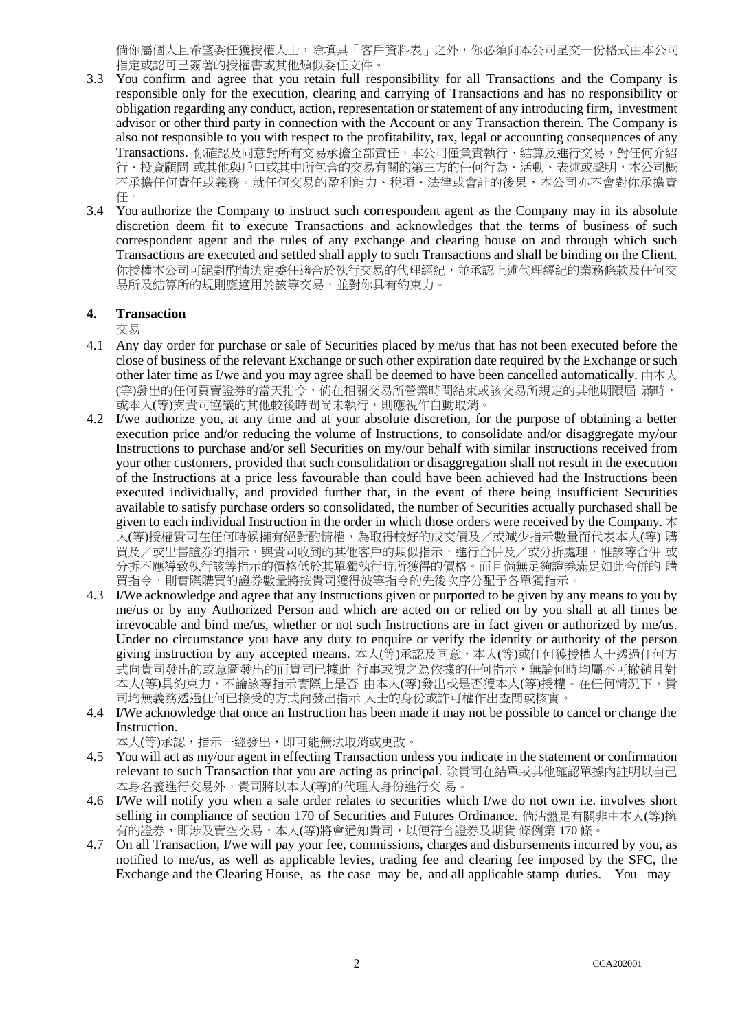倘你屬個人且希望委任獲授權人士，除填具「客戶資料表」之外，你必須向本公司呈交一份格式由本公司指定或認可已簽署的授權書或其他類似委任文件。

3.3 You confirm and agree that you retain full responsibility for all Transactions and the Company is responsible only for the execution, clearing and carrying of Transactions and has no responsibility or obligation regarding any conduct, action, representation or statement of any introducing firm, investment advisor or other third party in connection with the Account or any Transaction therein. The Company is also not responsible to you with respect to the profitability, tax, legal or accounting consequences of any Transactions. 你確認及同意對所有交易承擔全部責任，本公司僅負責執行、結算及進行交易，對任何介紹行、投資顧問 或其他與戶口或其中所包含的交易有關的第三方的任何行為、活動、表述或聲明，本公司概不承擔任何責任或義務。就任何交易的盈利能力、稅項、法律或會計的後果，本公司亦不會對你承擔責任。

3.4 You authorize the Company to instruct such correspondent agent as the Company may in its absolute discretion deem fit to execute Transactions and acknowledges that the terms of business of such correspondent agent and the rules of any exchange and clearing house on and through which such Transactions are executed and settled shall apply to such Transactions and shall be binding on the Client. 你授權本公司可絕對酌情決定委任適合於執行交易的代理經紀，並承認上述代理經紀的業務條款及任何交易所及結算所的規則應適用於該等交易，並對你具有約束力。

## 4. Transaction

交易

4.1 Any day order for purchase or sale of Securities placed by me/us that has not been executed before the close of business of the relevant Exchange or such other expiration date required by the Exchange or such other later time as I/we and you may agree shall be deemed to have been cancelled automatically. 由本人(等)發出的任何買賣證券的當天指令，倘在相關交易所營業時間結束或該交易所規定的其他期限屆 滿時，或本人(等)與貴司協議的其他較後時間尚未執行，則應視作自動取消。

4.2 I/we authorize you, at any time and at your absolute discretion, for the purpose of obtaining a better execution price and/or reducing the volume of Instructions, to consolidate and/or disaggregate my/our Instructions to purchase and/or sell Securities on my/our behalf with similar instructions received from your other customers, provided that such consolidation or disaggregation shall not result in the execution of the Instructions at a price less favourable than could have been achieved had the Instructions been executed individually, and provided further that, in the event of there being insufficient Securities available to satisfy purchase orders so consolidated, the number of Securities actually purchased shall be given to each individual Instruction in the order in which those orders were received by the Company. 本人(等)授權貴司在任何時候擁有絕對酌情權，為取得較好的成交價及／或減少指示數量而代表本人(等) 購買及／或出售證券的指示，與貴司收到的其他客戶的類似指示，進行合併及／或分拆處理，惟該等合併 或分拆不應導致執行該等指示的價格低於其單獨執行時所獲得的價格。而且倘無足夠證券滿足如此合併的 購買指令，則實際購買的證券數量將按貴司獲得彼等指令的先後次序分配予各單獨指示。

4.3 I/We acknowledge and agree that any Instructions given or purported to be given by any means to you by me/us or by any Authorized Person and which are acted on or relied on by you shall at all times be irrevocable and bind me/us, whether or not such Instructions are in fact given or authorized by me/us. Under no circumstance you have any duty to enquire or verify the identity or authority of the person giving instruction by any accepted means. 本人(等)承認及同意，本人(等)或任何獲授權人士透過任何方式向貴司發出的或意圖發出的而貴司已據此 行事或視之為依據的任何指示，無論何時均屬不可撤銷且對本人(等)具約束力，不論該等指示實際上是否 由本人(等)發出或是否獲本人(等)授權。在任何情況下，貴司均無義務透過任何已接受的方式向發出指示 人士的身份或許可權作出查問或核實。

4.4 I/We acknowledge that once an Instruction has been made it may not be possible to cancel or change the Instruction.
本人(等)承認，指示一經發出，即可能無法取消或更改。

4.5 You will act as my/our agent in effecting Transaction unless you indicate in the statement or confirmation relevant to such Transaction that you are acting as principal. 除貴司在結單或其他確認單據內註明以自己本身名義進行交易外，貴司將以本人(等)的代理人身份進行交 易。

4.6 I/We will notify you when a sale order relates to securities which I/we do not own i.e. involves short selling in compliance of section 170 of Securities and Futures Ordinance. 倘沽盤是有關非由本人(等)擁有的證券，即涉及賣空交易，本人(等)將會通知貴司，以便符合證券及期貨 條例第 170 條。

4.7 On all Transaction, I/we will pay your fee, commissions, charges and disbursements incurred by you, as notified to me/us, as well as applicable levies, trading fee and clearing fee imposed by the SFC, the Exchange and the Clearing House, as the case may be, and all applicable stamp duties. You may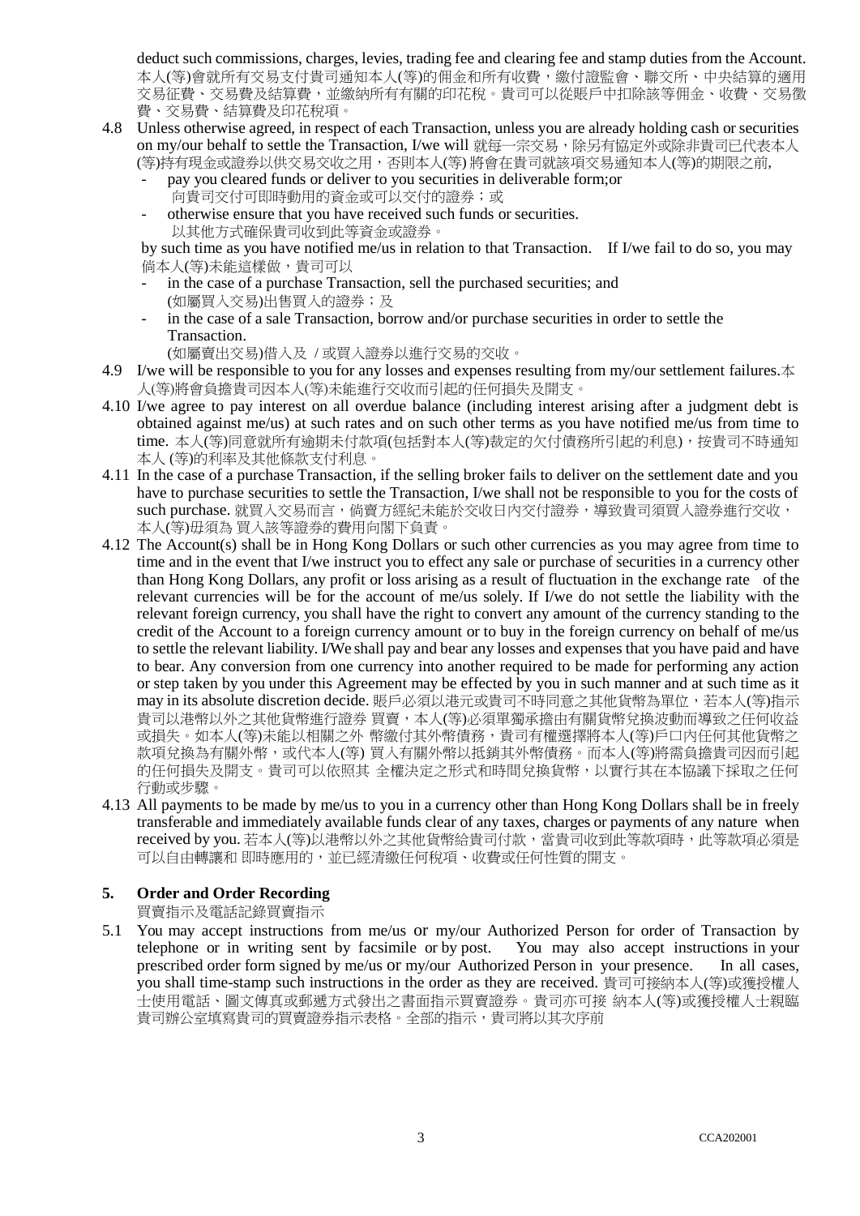deduct such commissions, charges, levies, trading fee and clearing fee and stamp duties from the Account. 本人(等)會就所有交易支付貴司通知本人(等)的佣金和所有收費，繳付證監會、聯交所、中央結算的適用交易征費、交易費及結算費，並繳納所有有關的印花稅。貴司可以從賬戶中扣除該等佣金、收費、交易徵費、交易費、結算費及印花稅項。

4.8 Unless otherwise agreed, in respect of each Transaction, unless you are already holding cash or securities on my/our behalf to settle the Transaction, I/we will 就每一宗交易，除另有協定外或除非貴司已代表本人(等)持有現金或證券以供交易交收之用，否則本人(等) 將會在貴司就該項交易通知本人(等)的期限之前,
   - pay you cleared funds or deliver to you securities in deliverable form;or
     向貴司交付可即時動用的資金或可以交付的證券；或
   - otherwise ensure that you have received such funds or securities.
     以其他方式確保貴司收到此等資金或證券。

   by such time as you have notified me/us in relation to that Transaction. If I/we fail to do so, you may 倘本人(等)未能這樣做，貴司可以
   - in the case of a purchase Transaction, sell the purchased securities; and
     (如屬買入交易)出售買入的證券；及
   - in the case of a sale Transaction, borrow and/or purchase securities in order to settle the Transaction.
     (如屬賣出交易)借入及 / 或買入證券以進行交易的交收。

4.9 I/we will be responsible to you for any losses and expenses resulting from my/our settlement failures.本人(等)將會負擔貴司因本人(等)未能進行交收而引起的任何損失及開支。

4.10 I/we agree to pay interest on all overdue balance (including interest arising after a judgment debt is obtained against me/us) at such rates and on such other terms as you have notified me/us from time to time. 本人(等)同意就所有逾期未付款項(包括對本人(等)裁定的欠付債務所引起的利息)，按貴司不時通知本人 (等)的利率及其他條款支付利息。

4.11 In the case of a purchase Transaction, if the selling broker fails to deliver on the settlement date and you have to purchase securities to settle the Transaction, I/we shall not be responsible to you for the costs of such purchase. 就買入交易而言，倘賣方經紀未能於交收日內交付證券，導致貴司須買入證券進行交收，本人(等)毋須為 買入該等證券的費用向閣下負責。

4.12 The Account(s) shall be in Hong Kong Dollars or such other currencies as you may agree from time to time and in the event that I/we instruct you to effect any sale or purchase of securities in a currency other than Hong Kong Dollars, any profit or loss arising as a result of fluctuation in the exchange rate of the relevant currencies will be for the account of me/us solely. If I/we do not settle the liability with the relevant foreign currency, you shall have the right to convert any amount of the currency standing to the credit of the Account to a foreign currency amount or to buy in the foreign currency on behalf of me/us to settle the relevant liability. I/We shall pay and bear any losses and expenses that you have paid and have to bear. Any conversion from one currency into another required to be made for performing any action or step taken by you under this Agreement may be effected by you in such manner and at such time as it may in its absolute discretion decide. 賬戶必須以港元或貴司不時同意之其他貨幣為單位，若本人(等)指示貴司以港幣以外之其他貨幣進行證券 買賣，本人(等)必須單獨承擔由有關貨幣兌換波動而導致之任何收益或損失。如本人(等)未能以相關之外 幣繳付其外幣債務，貴司有權選擇將本人(等)戶口內任何其他貨幣之款項兌換為有關外幣，或代本人(等) 買入有關外幣以抵銷其外幣債務。而本人(等)將需負擔貴司因而引起的任何損失及開支。貴司可以依照其 全權決定之形式和時間兌換貨幣，以實行其在本協議下採取之任何行動或步驟。

4.13 All payments to be made by me/us to you in a currency other than Hong Kong Dollars shall be in freely transferable and immediately available funds clear of any taxes, charges or payments of any nature when received by you. 若本人(等)以港幣以外之其他貨幣給貴司付款，當貴司收到此等款項時，此等款項必須是可以自由轉讓和 即時應用的，並已經清繳任何稅項、收費或任何性質的開支。

## 5. Order and Order Recording

買賣指示及電話記錄買賣指示

5.1 You may accept instructions from me/us or my/our Authorized Person for order of Transaction by telephone or in writing sent by facsimile or by post. You may also accept instructions in your prescribed order form signed by me/us or my/our Authorized Person in your presence. In all cases, you shall time-stamp such instructions in the order as they are received. 貴司可接納本人(等)或獲授權人士使用電話、圖文傳真或郵遞方式發出之書面指示買賣證券。貴司亦可接 納本人(等)或獲授權人士親臨貴司辦公室填寫貴司的買賣證券指示表格。全部的指示，貴司將以其次序前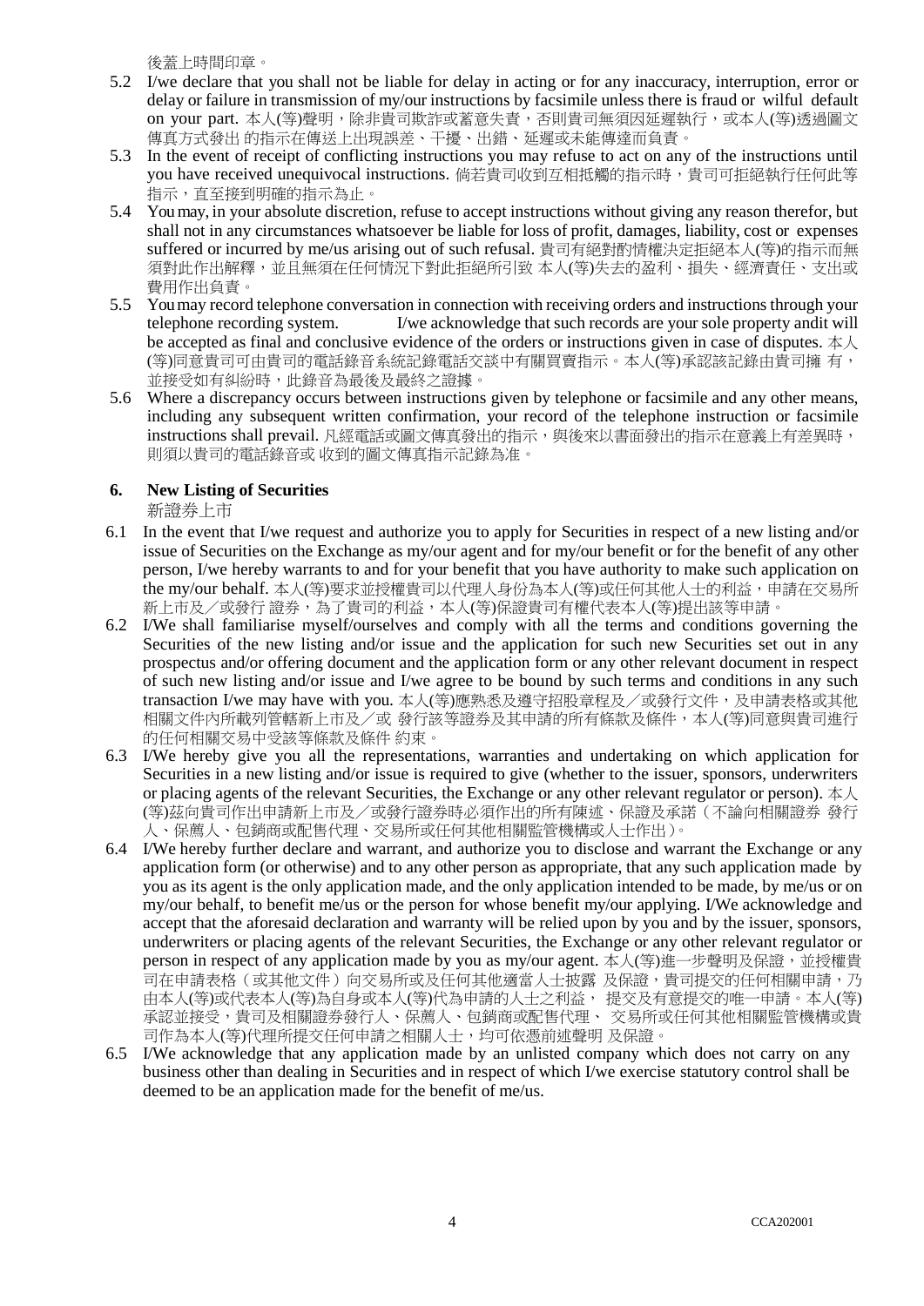後蓋上時間印章。

5.2 I/we declare that you shall not be liable for delay in acting or for any inaccuracy, interruption, error or delay or failure in transmission of my/our instructions by facsimile unless there is fraud or wilful default on your part. 本人(等)聲明，除非貴司欺詐或蓄意失責，否則貴司無須因延遲執行，或本人(等)透過圖文傳真方式發出 的指示在傳送上出現誤差、干擾、出錯、延遲或未能傳達而負責。

5.3 In the event of receipt of conflicting instructions you may refuse to act on any of the instructions until you have received unequivocal instructions. 倘若貴司收到互相抵觸的指示時，貴司可拒絕執行任何此等指示，直至接到明確的指示為止。

5.4 You may, in your absolute discretion, refuse to accept instructions without giving any reason therefor, but shall not in any circumstances whatsoever be liable for loss of profit, damages, liability, cost or expenses suffered or incurred by me/us arising out of such refusal. 貴司有絕對酌情權決定拒絕本人(等)的指示而無須對此作出解釋，並且無須在任何情況下對此拒絕所引致 本人(等)失去的盈利、損失、經濟責任、支出或費用作出負責。

5.5 You may record telephone conversation in connection with receiving orders and instructions through your telephone recording system. I/we acknowledge that such records are your sole property andit will be accepted as final and conclusive evidence of the orders or instructions given in case of disputes. 本人(等)同意貴司可由貴司的電話錄音系統記錄電話交談中有關買賣指示。本人(等)承認該記錄由貴司擁 有，並接受如有糾紛時，此錄音為最後及最終之證據。

5.6 Where a discrepancy occurs between instructions given by telephone or facsimile and any other means, including any subsequent written confirmation, your record of the telephone instruction or facsimile instructions shall prevail. 凡經電話或圖文傳真發出的指示，與後來以書面發出的指示在意義上有差異時，則須以貴司的電話錄音或 收到的圖文傳真指示記錄為准。

**6. New Listing of Securities**

新證券上市

6.1 In the event that I/we request and authorize you to apply for Securities in respect of a new listing and/or issue of Securities on the Exchange as my/our agent and for my/our benefit or for the benefit of any other person, I/we hereby warrants to and for your benefit that you have authority to make such application on the my/our behalf. 本人(等)要求並授權貴司以代理人身份為本人(等)或任何其他人士的利益，申請在交易所新上市及／或發行 證券，為了貴司的利益，本人(等)保證貴司有權代表本人(等)提出該等申請。

6.2 I/We shall familiarise myself/ourselves and comply with all the terms and conditions governing the Securities of the new listing and/or issue and the application for such new Securities set out in any prospectus and/or offering document and the application form or any other relevant document in respect of such new listing and/or issue and I/we agree to be bound by such terms and conditions in any such transaction I/we may have with you. 本人(等)應熟悉及遵守招股章程及／或發行文件，及申請表格或其他相關文件內所載列管轄新上市及／或 發行該等證券及其申請的所有條款及條件，本人(等)同意與貴司進行的任何相關交易中受該等條款及條件 約束。

6.3 I/We hereby give you all the representations, warranties and undertaking on which application for Securities in a new listing and/or issue is required to give (whether to the issuer, sponsors, underwriters or placing agents of the relevant Securities, the Exchange or any other relevant regulator or person). 本人(等)茲向貴司作出申請新上市及／或發行證券時必須作出的所有陳述、保證及承諾（不論向相關證券 發行人、保薦人、包銷商或配售代理、交易所或任何其他相關監管機構或人士作出）。

6.4 I/We hereby further declare and warrant, and authorize you to disclose and warrant the Exchange or any application form (or otherwise) and to any other person as appropriate, that any such application made by you as its agent is the only application made, and the only application intended to be made, by me/us or on my/our behalf, to benefit me/us or the person for whose benefit my/our applying. I/We acknowledge and accept that the aforesaid declaration and warranty will be relied upon by you and by the issuer, sponsors, underwriters or placing agents of the relevant Securities, the Exchange or any other relevant regulator or person in respect of any application made by you as my/our agent. 本人(等)進一步聲明及保證，並授權貴司在申請表格（或其他文件）向交易所或及任何其他適當人士披露 及保證，貴司提交的任何相關申請，乃由本人(等)或代表本人(等)為自身或本人(等)代為申請的人士之利益， 提交及有意提交的唯一申請。本人(等)承認並接受，貴司及相關證券發行人、保薦人、包銷商或配售代理、 交易所或任何其他相關監管機構或貴司作為本人(等)代理所提交任何申請之相關人士，均可依憑前述聲明 及保證。

6.5 I/We acknowledge that any application made by an unlisted company which does not carry on any business other than dealing in Securities and in respect of which I/we exercise statutory control shall be deemed to be an application made for the benefit of me/us.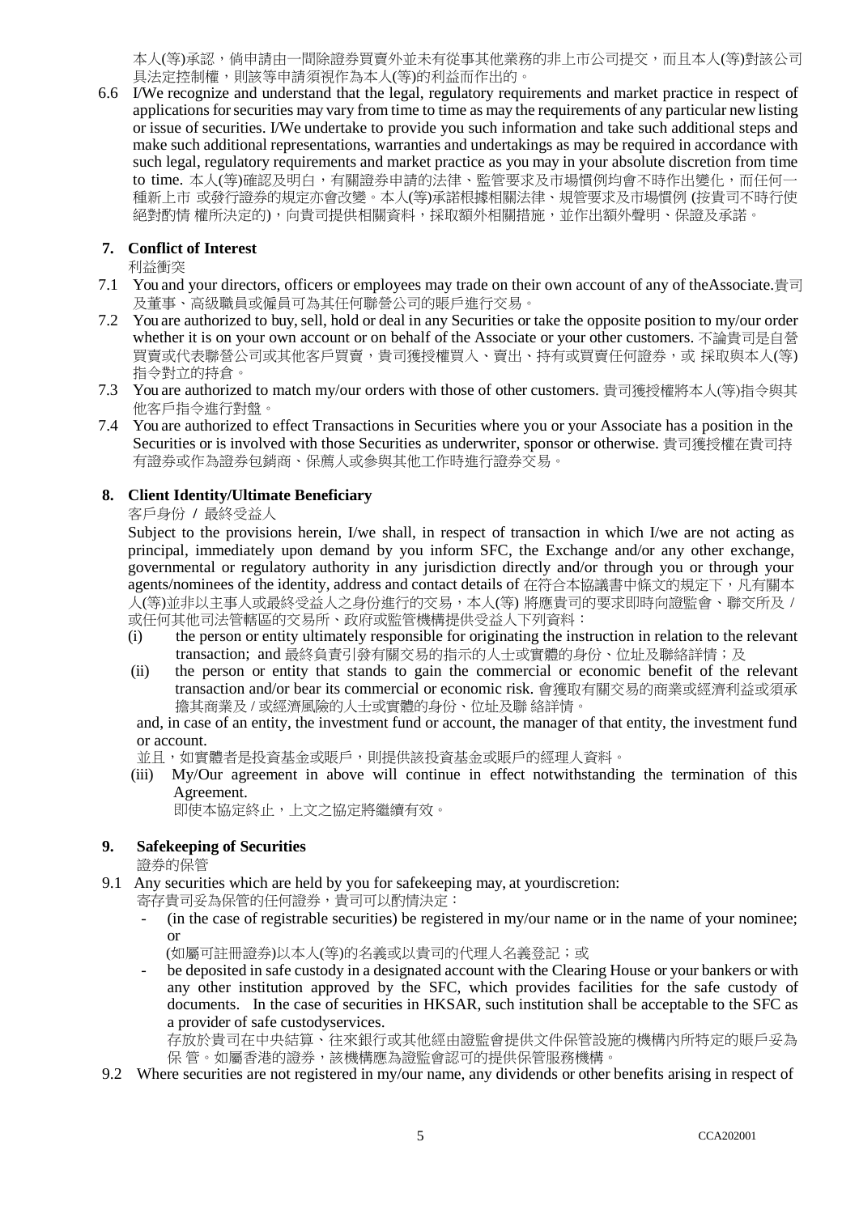本人(等)承認，倘申請由一間除證券買賣外並未有從事其他業務的非上市公司提交，而且本人(等)對該公司具法定控制權，則該等申請須視作為本人(等)的利益而作出的。

6.6 I/We recognize and understand that the legal, regulatory requirements and market practice in respect of applications for securities may vary from time to time as may the requirements of any particular new listing or issue of securities. I/We undertake to provide you such information and take such additional steps and make such additional representations, warranties and undertakings as may be required in accordance with such legal, regulatory requirements and market practice as you may in your absolute discretion from time to time. 本人(等)確認及明白，有關證券申請的法律、監管要求及市場慣例均會不時作出變化，而任何一種新上市 或發行證券的規定亦會改變。本人(等)承諾根據相關法律、規管要求及市場慣例 (按貴司不時行使絕對酌情 權所決定的)，向貴司提供相關資料，採取額外相關措施，並作出額外聲明、保證及承諾。

## 7. Conflict of Interest

利益衝突

7.1 You and your directors, officers or employees may trade on their own account of any of theAssociate.貴司及董事、高級職員或僱員可為其任何聯營公司的賬戶進行交易。

7.2 You are authorized to buy, sell, hold or deal in any Securities or take the opposite position to my/our order whether it is on your own account or on behalf of the Associate or your other customers. 不論貴司是自營買賣或代表聯營公司或其他客戶買賣，貴司獲授權買入、賣出、持有或買賣任何證券，或 採取與本人(等)指令對立的持倉。

7.3 You are authorized to match my/our orders with those of other customers. 貴司獲授權將本人(等)指令與其他客戶指令進行對盤。

7.4 You are authorized to effect Transactions in Securities where you or your Associate has a position in the Securities or is involved with those Securities as underwriter, sponsor or otherwise. 貴司獲授權在貴司持有證券或作為證券包銷商、保薦人或參與其他工作時進行證券交易。

## 8. Client Identity/Ultimate Beneficiary

客戶身份 / 最終受益人

Subject to the provisions herein, I/we shall, in respect of transaction in which I/we are not acting as principal, immediately upon demand by you inform SFC, the Exchange and/or any other exchange, governmental or regulatory authority in any jurisdiction directly and/or through you or through your agents/nominees of the identity, address and contact details of 在符合本協議書中條文的規定下，凡有關本人(等)並非以主事人或最終受益人之身份進行的交易，本人(等) 將應貴司的要求即時向證監會、聯交所及 / 或任何其他司法管轄區的交易所、政府或監管機構提供受益人下列資料：

(i) the person or entity ultimately responsible for originating the instruction in relation to the relevant transaction; and 最終負責引發有關交易的指示的人士或實體的身份、位址及聯絡詳情；及

(ii) the person or entity that stands to gain the commercial or economic benefit of the relevant transaction and/or bear its commercial or economic risk. 會獲取有關交易的商業或經濟利益或須承擔其商業及 / 或經濟風險的人士或實體的身份、位址及聯 絡詳情。

and, in case of an entity, the investment fund or account, the manager of that entity, the investment fund or account.

並且，如實體者是投資基金或賬戶，則提供該投資基金或賬戶的經理人資料。

(iii) My/Our agreement in above will continue in effect notwithstanding the termination of this Agreement.

即使本協定終止，上文之協定將繼續有效。

## 9. Safekeeping of Securities

證券的保管

9.1 Any securities which are held by you for safekeeping may, at yourdiscretion:

寄存貴司妥為保管的任何證券，貴司可以酌情決定：

- (in the case of registrable securities) be registered in my/our name or in the name of your nominee; or

  (如屬可註冊證券)以本人(等)的名義或以貴司的代理人名義登記；或

- be deposited in safe custody in a designated account with the Clearing House or your bankers or with any other institution approved by the SFC, which provides facilities for the safe custody of documents. In the case of securities in HKSAR, such institution shall be acceptable to the SFC as a provider of safe custodyservices.

  存放於貴司在中央結算、往來銀行或其他經由證監會提供文件保管設施的機構內所特定的賬戶妥為保 管。如屬香港的證券，該機構應為證監會認可的提供保管服務機構。

9.2 Where securities are not registered in my/our name, any dividends or other benefits arising in respect of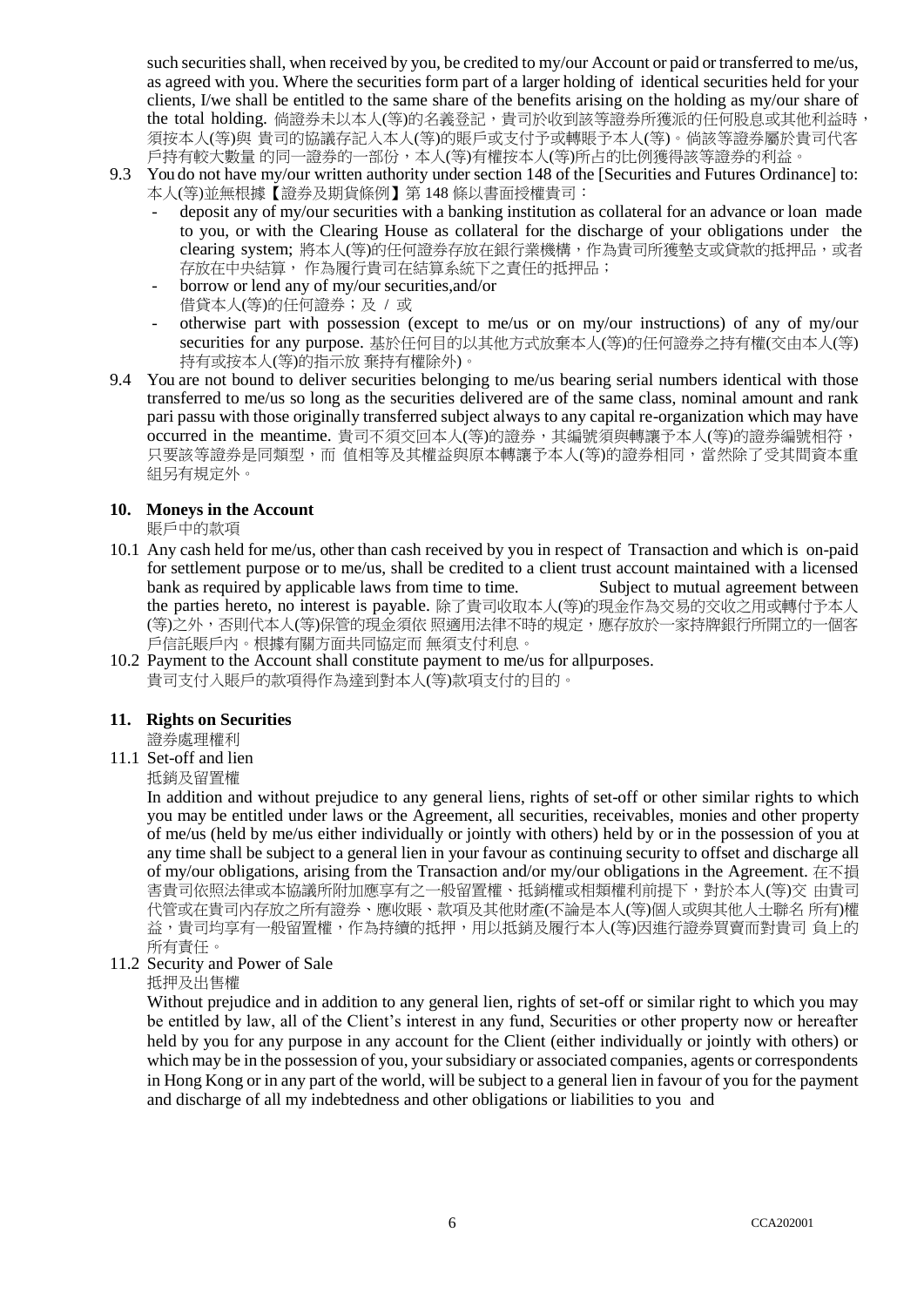such securities shall, when received by you, be credited to my/our Account or paid or transferred to me/us, as agreed with you. Where the securities form part of a larger holding of identical securities held for your clients, I/we shall be entitled to the same share of the benefits arising on the holding as my/our share of the total holding. 倘證券未以本人(等)的名義登記，貴司於收到該等證券所獲派的任何股息或其他利益時，須按本人(等)與 貴司的協議存記入本人(等)的賬戶或支付予或轉賬予本人(等)。倘該等證券屬於貴司代客戶持有較大數量 的同一證券的一部份，本人(等)有權按本人(等)所占的比例獲得該等證券的利益。

9.3 You do not have my/our written authority under section 148 of the [Securities and Futures Ordinance] to: 本人(等)並無根據【證券及期貨條例】第 148 條以書面授權貴司：

- deposit any of my/our securities with a banking institution as collateral for an advance or loan made to you, or with the Clearing House as collateral for the discharge of your obligations under the clearing system; 將本人(等)的任何證券存放在銀行業機構，作為貴司所獲墊支或貸款的抵押品，或者存放在中央結算， 作為履行貴司在結算系統下之責任的抵押品；
- borrow or lend any of my/our securities,and/or 借貸本人(等)的任何證券；及 / 或
- otherwise part with possession (except to me/us or on my/our instructions) of any of my/our securities for any purpose. 基於任何目的以其他方式放棄本人(等)的任何證券之持有權(交由本人(等)持有或按本人(等)的指示放 棄持有權除外)。

9.4 You are not bound to deliver securities belonging to me/us bearing serial numbers identical with those transferred to me/us so long as the securities delivered are of the same class, nominal amount and rank pari passu with those originally transferred subject always to any capital re-organization which may have occurred in the meantime. 貴司不須交回本人(等)的證券，其編號須與轉讓予本人(等)的證券編號相符，只要該等證券是同類型，而 值相等及其權益與原本轉讓予本人(等)的證券相同，當然除了受其間資本重組另有規定外。

## 10. Moneys in the Account

賬戶中的款項

10.1 Any cash held for me/us, other than cash received by you in respect of Transaction and which is on-paid for settlement purpose or to me/us, shall be credited to a client trust account maintained with a licensed bank as required by applicable laws from time to time. Subject to mutual agreement between the parties hereto, no interest is payable. 除了貴司收取本人(等)的現金作為交易的交收之用或轉付予本人(等)之外，否則代本人(等)保管的現金須依 照適用法律不時的規定，應存放於一家持牌銀行所開立的一個客戶信託賬戶內。根據有關方面共同協定而 無須支付利息。

10.2 Payment to the Account shall constitute payment to me/us for allpurposes. 貴司支付入賬戶的款項得作為達到對本人(等)款項支付的目的。

## 11. Rights on Securities

證券處理權利

11.1 Set-off and lien

抵銷及留置權

In addition and without prejudice to any general liens, rights of set-off or other similar rights to which you may be entitled under laws or the Agreement, all securities, receivables, monies and other property of me/us (held by me/us either individually or jointly with others) held by or in the possession of you at any time shall be subject to a general lien in your favour as continuing security to offset and discharge all of my/our obligations, arising from the Transaction and/or my/our obligations in the Agreement. 在不損害貴司依照法律或本協議所附加應享有之一般留置權、抵銷權或相類權利前提下，對於本人(等)交 由貴司代管或在貴司內存放之所有證券、應收賬、款項及其他財產(不論是本人(等)個人或與其他人士聯名 所有)權益，貴司均享有一般留置權，作為持續的抵押，用以抵銷及履行本人(等)因進行證券買賣而對貴司 負上的所有責任。

11.2 Security and Power of Sale

抵押及出售權

Without prejudice and in addition to any general lien, rights of set-off or similar right to which you may be entitled by law, all of the Client's interest in any fund, Securities or other property now or hereafter held by you for any purpose in any account for the Client (either individually or jointly with others) or which may be in the possession of you, your subsidiary or associated companies, agents or correspondents in Hong Kong or in any part of the world, will be subject to a general lien in favour of you for the payment and discharge of all my indebtedness and other obligations or liabilities to you and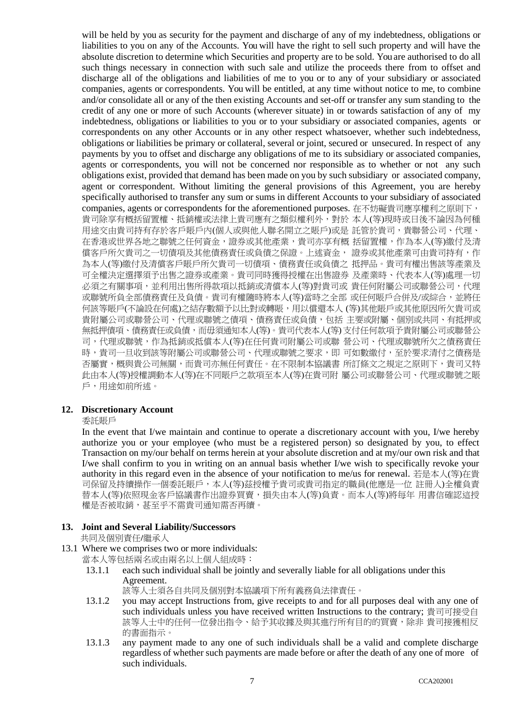will be held by you as security for the payment and discharge of any of my indebtedness, obligations or liabilities to you on any of the Accounts. You will have the right to sell such property and will have the absolute discretion to determine which Securities and property are to be sold. You are authorised to do all such things necessary in connection with such sale and utilize the proceeds there from to offset and discharge all of the obligations and liabilities of me to you or to any of your subsidiary or associated companies, agents or correspondents. You will be entitled, at any time without notice to me, to combine and/or consolidate all or any of the then existing Accounts and set-off or transfer any sum standing to the credit of any one or more of such Accounts (wherever situate) in or towards satisfaction of any of my indebtedness, obligations or liabilities to you or to your subsidiary or associated companies, agents or correspondents on any other Accounts or in any other respect whatsoever, whether such indebtedness, obligations or liabilities be primary or collateral, several or joint, secured or unsecured. In respect of any payments by you to offset and discharge any obligations of me to its subsidiary or associated companies, agents or correspondents, you will not be concerned nor responsible as to whether or not any such obligations exist, provided that demand has been made on you by such subsidiary or associated company, agent or correspondent. Without limiting the general provisions of this Agreement, you are hereby specifically authorised to transfer any sum or sums in different Accounts to your subsidiary of associated companies, agents or correspondents for the aforementioned purposes. 在不妨礙貴司應享權利之原則下，貴司除享有概括留置權、抵銷權或法律上貴司應有之類似權利外，對於 本人(等)現時或日後不論因為何種用途交由貴司持有存於客戶賬戶內(個人或與他人聯名開立之賬戶)或是 託管於貴司，貴聯營公司、代理、在香港或世界各地之聯號之任何資金，證券或其他產業，貴司亦享有概 括留置權，作為本人(等)繳付及清償客戶所欠貴司之一切債項及其他債務責任或負債之保證。上述資金， 證券或其他產業可由貴司持有，作為本人(等)繳付及清償客戶賬戶所欠貴司一切債項、債務責任或負債之 抵押品。貴司有權出售該等產業及可全權決定選擇須予出售之證券或產業。貴司同時獲得授權在出售證券 及產業時、代表本人(等)處理一切必須之有關事項，並利用出售所得款項以抵銷或清償本人(等)對貴司或 貴任何附屬公司或聯營公司，代理或聯號所負全部債務責任及負債。貴司有權隨時將本人(等)當時之全部 或任何賬戶合併及/或綜合，並將任何該等賬戶(不論設在何處)之結存數額予以比對或轉賬，用以償還本人 (等)其他賬戶或其他原因所欠貴司或貴附屬公司或聯營公司、代理或聯號之債項、債務責任或負債，包括 主要或附屬、個別或共同、有抵押或無抵押債項、債務責任或負債，而毋須通知本人(等)。貴司代表本人(等) 支付任何款項予貴附屬公司或聯營公司，代理或聯號，作為抵銷或抵償本人(等)在任何貴司附屬公司或聯 營公司、代理或聯號所欠之債務責任時，貴司一旦收到該等附屬公司或聯營公司、代理或聯號之要求，即 可如數繳付，至於要求清付之債務是否屬實，概與貴公司無關，而貴司亦無任何責任。在不限制本協議書 所訂條文之規定之原則下，貴司又特此由本人(等)授權調動本人(等)在不同賬戶之款項至本人(等)在貴司附 屬公司或聯營公司、代理或聯號之賬戶，用途如前所述。

## 12. Discretionary Account

委託賬戶

In the event that I/we maintain and continue to operate a discretionary account with you, I/we hereby authorize you or your employee (who must be a registered person) so designated by you, to effect Transaction on my/our behalf on terms herein at your absolute discretion and at my/our own risk and that I/we shall confirm to you in writing on an annual basis whether I/we wish to specifically revoke your authority in this regard even in the absence of your notification to me/us for renewal. 若是本人(等)在貴司保留及持續操作一個委託賬戶，本人(等)茲授權予貴司或貴司指定的職員(他應是一位 註冊人)全權負責替本人(等)依照現金客戶協議書作出證券買賣，損失由本人(等)負責。而本人(等)將每年 用書信確認這授權是否被取銷，甚至乎不需貴司通知需否再續。

## 13. Joint and Several Liability/Successors

共同及個別責任/繼承人

13.1 Where we comprises two or more individuals:
當本人等包括兩名或由兩名以上個人組成時：

- 13.1.1 each such individual shall be jointly and severally liable for all obligations under this Agreement.
該等人士須各自共同及個別對本協議項下所有義務負法律責任。
- 13.1.2 you may accept Instructions from, give receipts to and for all purposes deal with any one of such individuals unless you have received written Instructions to the contrary; 貴司可接受自該等人士中的任何一位發出指令、給予其收據及與其進行所有目的的買賣，除非 貴司接獲相反的書面指示。
- 13.1.3 any payment made to any one of such individuals shall be a valid and complete discharge regardless of whether such payments are made before or after the death of any one of more of such individuals.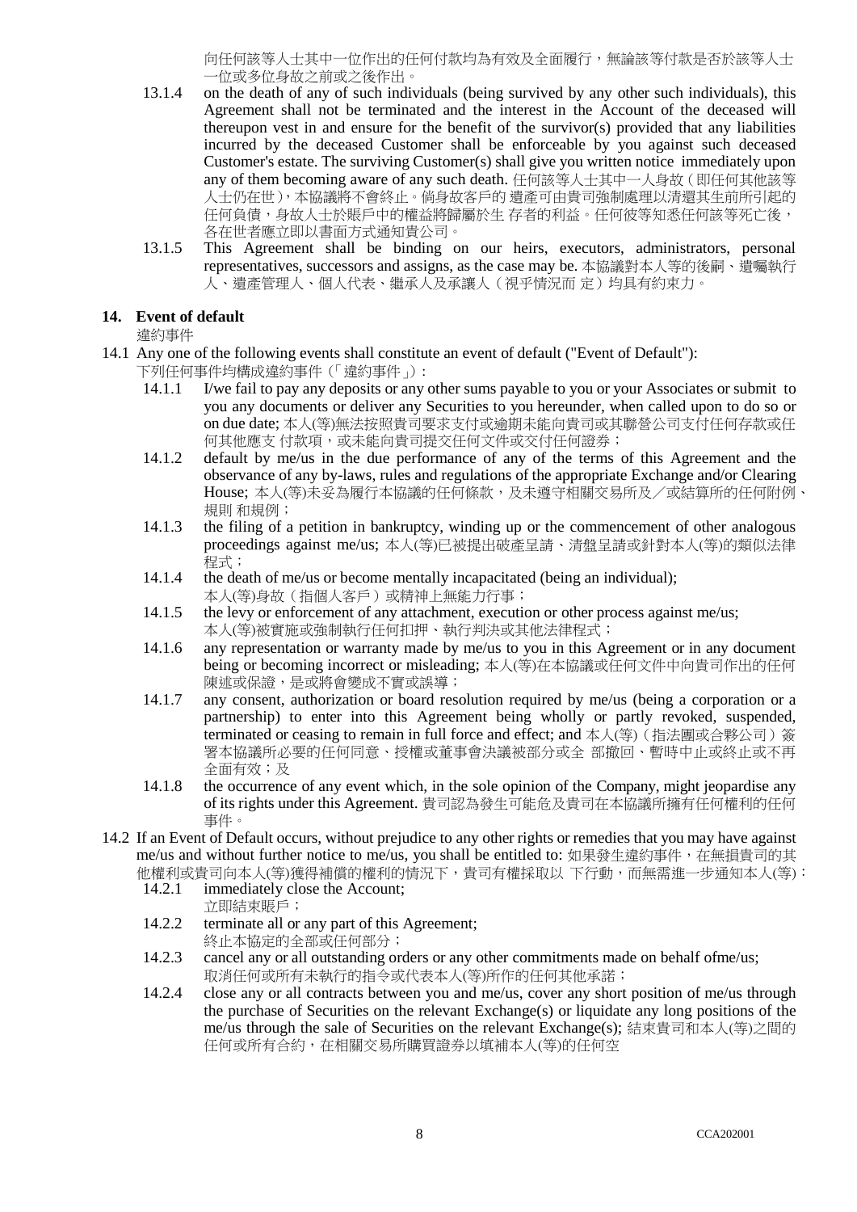向任何該等人士其中一位作出的任何付款均為有效及全面履行，無論該等付款是否於該等人士一位或多位身故之前或之後作出。

13.1.4 on the death of any of such individuals (being survived by any other such individuals), this Agreement shall not be terminated and the interest in the Account of the deceased will thereupon vest in and ensure for the benefit of the survivor(s) provided that any liabilities incurred by the deceased Customer shall be enforceable by you against such deceased Customer's estate. The surviving Customer(s) shall give you written notice immediately upon any of them becoming aware of any such death. 任何該等人士其中一人身故（即任何其他該等人士仍在世），本協議將不會終止。倘身故客戶的 遺產可由貴司強制處理以清還其生前所引起的任何負債，身故人士於賬戶中的權益將歸屬於生 存者的利益。任何彼等知悉任何該等死亡後，各在世者應立即以書面方式通知貴公司。

13.1.5 This Agreement shall be binding on our heirs, executors, administrators, personal representatives, successors and assigns, as the case may be. 本協議對本人等的後嗣、遺囑執行人、遺產管理人、個人代表、繼承人及承讓人（視乎情況而 定）均具有約束力。

## 14. Event of default

違約事件

14.1 Any one of the following events shall constitute an event of default ("Event of Default"):
下列任何事件均構成違約事件（「違約事件」）：

14.1.1 I/we fail to pay any deposits or any other sums payable to you or your Associates or submit to you any documents or deliver any Securities to you hereunder, when called upon to do so or on due date; 本人(等)無法按照貴司要求支付或逾期未能向貴司或其聯營公司支付任何存款或任何其他應支 付款項，或未能向貴司提交任何文件或交付任何證券；

14.1.2 default by me/us in the due performance of any of the terms of this Agreement and the observance of any by-laws, rules and regulations of the appropriate Exchange and/or Clearing House; 本人(等)未妥為履行本協議的任何條款，及未遵守相關交易所及／或結算所的任何附例、規則 和規例；

14.1.3 the filing of a petition in bankruptcy, winding up or the commencement of other analogous proceedings against me/us; 本人(等)已被提出破產呈請、清盤呈請或針對本人(等)的類似法律程式；

14.1.4 the death of me/us or become mentally incapacitated (being an individual);
本人(等)身故（指個人客戶）或精神上無能力行事；

14.1.5 the levy or enforcement of any attachment, execution or other process against me/us;
本人(等)被實施或強制執行任何扣押、執行判決或其他法律程式；

14.1.6 any representation or warranty made by me/us to you in this Agreement or in any document being or becoming incorrect or misleading; 本人(等)在本協議或任何文件中向貴司作出的任何陳述或保證，是或將會變成不實或誤導；

14.1.7 any consent, authorization or board resolution required by me/us (being a corporation or a partnership) to enter into this Agreement being wholly or partly revoked, suspended, terminated or ceasing to remain in full force and effect; and 本人(等)（指法團或合夥公司）簽署本協議所必要的任何同意、授權或董事會決議被部分或全 部撤回、暫時中止或終止或不再全面有效；及

14.1.8 the occurrence of any event which, in the sole opinion of the Company, might jeopardise any of its rights under this Agreement. 貴司認為發生可能危及貴司在本協議所擁有任何權利的任何事件。

14.2 If an Event of Default occurs, without prejudice to any other rights or remedies that you may have against me/us and without further notice to me/us, you shall be entitled to: 如果發生違約事件，在無損貴司的其他權利或貴司向本人(等)獲得補償的權利的情況下，貴司有權採取以 下行動，而無需進一步通知本人(等)：

14.2.1 immediately close the Account;
立即結束賬戶；

14.2.2 terminate all or any part of this Agreement;
終止本協定的全部或任何部分；

14.2.3 cancel any or all outstanding orders or any other commitments made on behalf ofme/us;
取消任何或所有未執行的指令或代表本人(等)所作的任何其他承諾；

14.2.4 close any or all contracts between you and me/us, cover any short position of me/us through the purchase of Securities on the relevant Exchange(s) or liquidate any long positions of the me/us through the sale of Securities on the relevant Exchange(s); 結束貴司和本人(等)之間的任何或所有合約，在相關交易所購買證券以填補本人(等)的任何空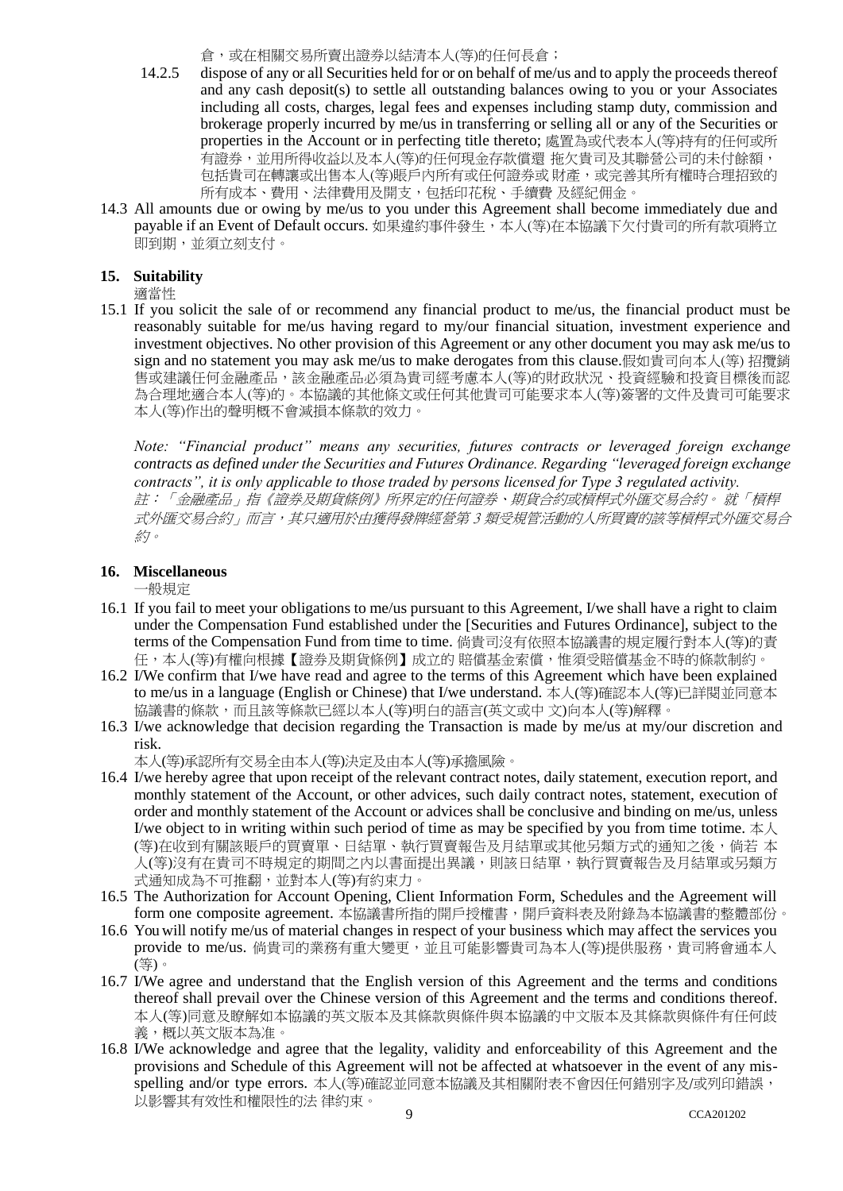倉，或在相關交易所賣出證券以結清本人(等)的任何長倉；

14.2.5 dispose of any or all Securities held for or on behalf of me/us and to apply the proceeds thereof and any cash deposit(s) to settle all outstanding balances owing to you or your Associates including all costs, charges, legal fees and expenses including stamp duty, commission and brokerage properly incurred by me/us in transferring or selling all or any of the Securities or properties in the Account or in perfecting title thereto; 處置為或代表本人(等)持有的任何或所有證券，並用所得收益以及本人(等)的任何現金存款償還 拖欠貴司及其聯營公司的未付餘額，包括貴司在轉讓或出售本人(等)賬戶內所有或任何證券或 財產，或完善其所有權時合理招致的所有成本、費用、法律費用及開支，包括印花稅、手續費 及經紀佣金。

14.3 All amounts due or owing by me/us to you under this Agreement shall become immediately due and payable if an Event of Default occurs. 如果違約事件發生，本人(等)在本協議下欠付貴司的所有款項將立即到期，並須立刻支付。

## 15. Suitability

適當性

15.1 If you solicit the sale of or recommend any financial product to me/us, the financial product must be reasonably suitable for me/us having regard to my/our financial situation, investment experience and investment objectives. No other provision of this Agreement or any other document you may ask me/us to sign and no statement you may ask me/us to make derogates from this clause.假如貴司向本人(等) 招攬銷售或建議任何金融產品，該金融產品必須為貴司經考慮本人(等)的財政狀況、投資經驗和投資目標後而認為合理地適合本人(等)的。本協議的其他條文或任何其他貴司可能要求本人(等)簽署的文件及貴司可能要求本人(等)作出的聲明概不會減損本條款的效力。

*Note: "Financial product" means any securities, futures contracts or leveraged foreign exchange contracts as defined under the Securities and Futures Ordinance. Regarding "leveraged foreign exchange contracts", it is only applicable to those traded by persons licensed for Type 3 regulated activity.*
*註：「金融產品」指《證券及期貨條例》所界定的任何證券、期貨合約或槓桿式外匯交易合約。 就「槓桿式外匯交易合約」而言，其只適用於由獲得發牌經營第 3 類受規管活動的人所買賣的該等槓桿式外匯交易合約。*

## 16. Miscellaneous

一般規定

16.1 If you fail to meet your obligations to me/us pursuant to this Agreement, I/we shall have a right to claim under the Compensation Fund established under the [Securities and Futures Ordinance], subject to the terms of the Compensation Fund from time to time. 倘貴司沒有依照本協議書的規定履行對本人(等)的責任，本人(等)有權向根據【證券及期貨條例】成立的 賠償基金索償，惟須受賠償基金不時的條款制約。

16.2 I/We confirm that I/we have read and agree to the terms of this Agreement which have been explained to me/us in a language (English or Chinese) that I/we understand. 本人(等)確認本人(等)已詳閱並同意本協議書的條款，而且該等條款已經以本人(等)明白的語言(英文或中 文)向本人(等)解釋。

16.3 I/we acknowledge that decision regarding the Transaction is made by me/us at my/our discretion and risk.
本人(等)承認所有交易全由本人(等)決定及由本人(等)承擔風險。

16.4 I/We hereby agree that upon receipt of the relevant contract notes, daily statement, execution report, and monthly statement of the Account, or other advices, such daily contract notes, statement, execution of order and monthly statement of the Account or advices shall be conclusive and binding on me/us, unless I/we object to in writing within such period of time as may be specified by you from time totime. 本人(等)在收到有關該賬戶的買賣單、日結單、執行買賣報告及月結單或其他另類方式的通知之後，倘若 本人(等)沒有在貴司不時規定的期間之內以書面提出異議，則該日結單，執行買賣報告及月結單或另類方式通知成為不可推翻，並對本人(等)有約束力。

16.5 The Authorization for Account Opening, Client Information Form, Schedules and the Agreement will form one composite agreement. 本協議書所指的開戶授權書，開戶資料表及附錄為本協議書的整體部份。

16.6 You will notify me/us of material changes in respect of your business which may affect the services you provide to me/us. 倘貴司的業務有重大變更，並且可能影響貴司為本人(等)提供服務，貴司將會通本人(等)。

16.7 I/We agree and understand that the English version of this Agreement and the terms and conditions thereof shall prevail over the Chinese version of this Agreement and the terms and conditions thereof. 本人(等)同意及瞭解如本協議的英文版本及其條款與條件與本協議的中文版本及其條款與條件有任何歧義，概以英文版本為准。

16.8 I/We acknowledge and agree that the legality, validity and enforceability of this Agreement and the provisions and Schedule of this Agreement will not be affected at whatsoever in the event of any mis-spelling and/or type errors. 本人(等)確認並同意本協議及其相關附表不會因任何錯別字及/或列印錯誤，以影響其有效性和權限性的法 律約束。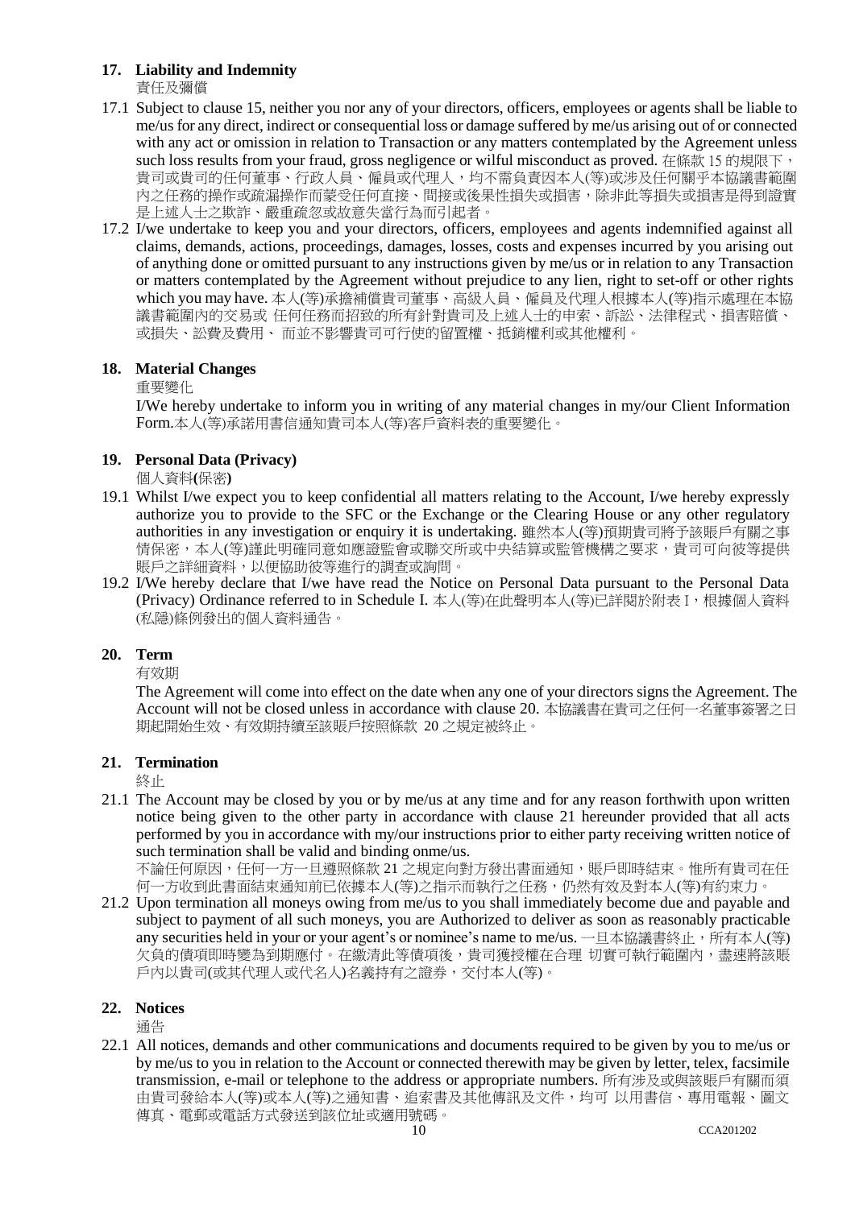## 17. Liability and Indemnity

責任及彌償

17.1 Subject to clause 15, neither you nor any of your directors, officers, employees or agents shall be liable to me/us for any direct, indirect or consequential loss or damage suffered by me/us arising out of or connected with any act or omission in relation to Transaction or any matters contemplated by the Agreement unless such loss results from your fraud, gross negligence or wilful misconduct as proved. 在條款 15 的規限下，貴司或貴司的任何董事、行政人員、僱員或代理人，均不需負責因本人(等)或涉及任何關乎本協議書範圍內之任務的操作或疏漏操作而蒙受任何直接、間接或後果性損失或損害，除非此等損失或損害是得到證實是上述人士之欺詐、嚴重疏忽或故意失當行為而引起者。

17.2 I/we undertake to keep you and your directors, officers, employees and agents indemnified against all claims, demands, actions, proceedings, damages, losses, costs and expenses incurred by you arising out of anything done or omitted pursuant to any instructions given by me/us or in relation to any Transaction or matters contemplated by the Agreement without prejudice to any lien, right to set-off or other rights which you may have. 本人(等)承擔補償貴司董事、高級人員、僱員及代理人根據本人(等)指示處理在本協議書範圍內的交易或 任何任務而招致的所有針對貴司及上述人士的申索、訴訟、法律程式、損害賠償、或損失、訟費及費用、 而並不影響貴司可行使的留置權、抵銷權利或其他權利。

## 18. Material Changes

重要變化

I/We hereby undertake to inform you in writing of any material changes in my/our Client Information Form.本人(等)承諾用書信通知貴司本人(等)客戶資料表的重要變化。

## 19. Personal Data (Privacy)

個人資料(保密)

19.1 Whilst I/we expect you to keep confidential all matters relating to the Account, I/we hereby expressly authorize you to provide to the SFC or the Exchange or the Clearing House or any other regulatory authorities in any investigation or enquiry it is undertaking. 雖然本人(等)預期貴司將予該賬戶有關之事情保密，本人(等)謹此明確同意如應證監會或聯交所或中央結算或監管機構之要求，貴司可向彼等提供賬戶之詳細資料，以便協助彼等進行的調查或詢問。

19.2 I/We hereby declare that I/we have read the Notice on Personal Data pursuant to the Personal Data (Privacy) Ordinance referred to in Schedule I. 本人(等)在此聲明本人(等)已詳閱於附表 I，根據個人資料(私隱)條例發出的個人資料通告。

## 20. Term

有效期

The Agreement will come into effect on the date when any one of your directors signs the Agreement. The Account will not be closed unless in accordance with clause 20. 本協議書在貴司之任何一名董事簽署之日期起開始生效、有效期持續至該賬戶按照條款 20 之規定被終止。

## 21. Termination

終止

21.1 The Account may be closed by you or by me/us at any time and for any reason forthwith upon written notice being given to the other party in accordance with clause 21 hereunder provided that all acts performed by you in accordance with my/our instructions prior to either party receiving written notice of such termination shall be valid and binding onme/us.

不論任何原因，任何一方一旦遵照條款 21 之規定向對方發出書面通知，賬戶即時結束。惟所有貴司在任何一方收到此書面結束通知前已依據本人(等)之指示而執行之任務，仍然有效及對本人(等)有約束力。

21.2 Upon termination all moneys owing from me/us to you shall immediately become due and payable and subject to payment of all such moneys, you are Authorized to deliver as soon as reasonably practicable any securities held in your or your agent's or nominee's name to me/us. 一旦本協議書終止，所有本人(等)欠負的債項即時變為到期應付。在繳清此等債項後，貴司獲授權在合理 切實可執行範圍內，盡速將該賬戶內以貴司(或其代理人或代名人)名義持有之證券，交付本人(等)。

## 22. Notices

通告

22.1 All notices, demands and other communications and documents required to be given by you to me/us or by me/us to you in relation to the Account or connected therewith may be given by letter, telex, facsimile transmission, e-mail or telephone to the address or appropriate numbers. 所有涉及或與該賬戶有關而須由貴司發給本人(等)或本人(等)之通知書、追索書及其他傳訊及文件，均可 以用書信、專用電報、圖文傳真、電郵或電話方式發送到該位址或適用號碼。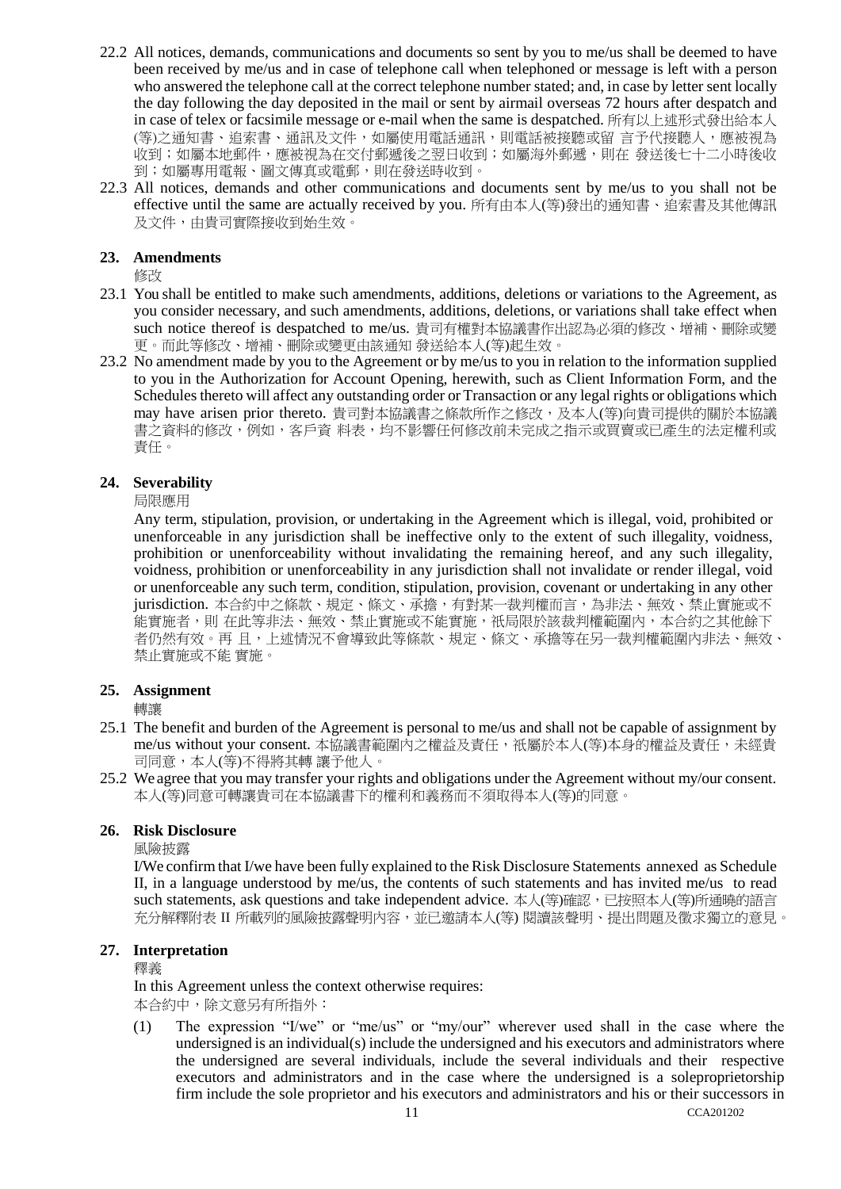22.2 All notices, demands, communications and documents so sent by you to me/us shall be deemed to have been received by me/us and in case of telephone call when telephoned or message is left with a person who answered the telephone call at the correct telephone number stated; and, in case by letter sent locally the day following the day deposited in the mail or sent by airmail overseas 72 hours after despatch and in case of telex or facsimile message or e-mail when the same is despatched. 所有以上述形式發出給本人(等)之通知書、追索書、通訊及文件，如屬使用電話通訊，則電話被接聽或留 言予代接聽人，應被視為收到；如屬本地郵件，應被視為在交付郵遞之翌日收到；如屬海外郵遞，則在 發送後七十二小時後收到；如屬專用電報、圖文傳真或電郵，則在發送時收到。

22.3 All notices, demands and other communications and documents sent by me/us to you shall not be effective until the same are actually received by you. 所有由本人(等)發出的通知書、追索書及其他傳訊及文件，由貴司實際接收到始生效。

## 23. Amendments

修改

23.1 You shall be entitled to make such amendments, additions, deletions or variations to the Agreement, as you consider necessary, and such amendments, additions, deletions, or variations shall take effect when such notice thereof is despatched to me/us. 貴司有權對本協議書作出認為必須的修改、增補、刪除或變更。而此等修改、增補、刪除或變更由該通知 發送給本人(等)起生效。

23.2 No amendment made by you to the Agreement or by me/us to you in relation to the information supplied to you in the Authorization for Account Opening, herewith, such as Client Information Form, and the Schedules thereto will affect any outstanding order or Transaction or any legal rights or obligations which may have arisen prior thereto. 貴司對本協議書之條款所作之修改，及本人(等)向貴司提供的關於本協議書之資料的修改，例如，客戶資 料表，均不影響任何修改前未完成之指示或買賣或已產生的法定權利或責任。

## 24. Severability

局限應用

Any term, stipulation, provision, or undertaking in the Agreement which is illegal, void, prohibited or unenforceable in any jurisdiction shall be ineffective only to the extent of such illegality, voidness, prohibition or unenforceability without invalidating the remaining hereof, and any such illegality, voidness, prohibition or unenforceability in any jurisdiction shall not invalidate or render illegal, void or unenforceable any such term, condition, stipulation, provision, covenant or undertaking in any other jurisdiction. 本合約中之條款、規定、條文、承擔，有對某一裁判權而言，為非法、無效、禁止實施或不能實施者，則 在此等非法、無效、禁止實施或不能實施，祇局限於該裁判權範圍內，本合約之其他餘下者仍然有效。再 且，上述情況不會導致此等條款、規定、條文、承擔等在另一裁判權範圍內非法、無效、禁止實施或不能 實施。

## 25. Assignment

轉讓

25.1 The benefit and burden of the Agreement is personal to me/us and shall not be capable of assignment by me/us without your consent. 本協議書範圍內之權益及責任，祇屬於本人(等)本身的權益及責任，未經貴司同意，本人(等)不得將其轉 讓予他人。

25.2 We agree that you may transfer your rights and obligations under the Agreement without my/our consent. 本人(等)同意可轉讓貴司在本協議書下的權利和義務而不須取得本人(等)的同意。

## 26. Risk Disclosure

風險披露

I/We confirm that I/we have been fully explained to the Risk Disclosure Statements annexed as Schedule II, in a language understood by me/us, the contents of such statements and has invited me/us to read such statements, ask questions and take independent advice. 本人(等)確認，已按照本人(等)所通曉的語言充分解釋附表 II 所載列的風險披露聲明內容，並已邀請本人(等) 閱讀該聲明、提出問題及徵求獨立的意見。

## 27. Interpretation

釋義

In this Agreement unless the context otherwise requires:

本合約中，除文意另有所指外：

(1) The expression "I/we" or "me/us" or "my/our" wherever used shall in the case where the undersigned is an individual(s) include the undersigned and his executors and administrators where the undersigned are several individuals, include the several individuals and their respective executors and administrators and in the case where the undersigned is a soleproprietorship firm include the sole proprietor and his executors and administrators and his or their successors in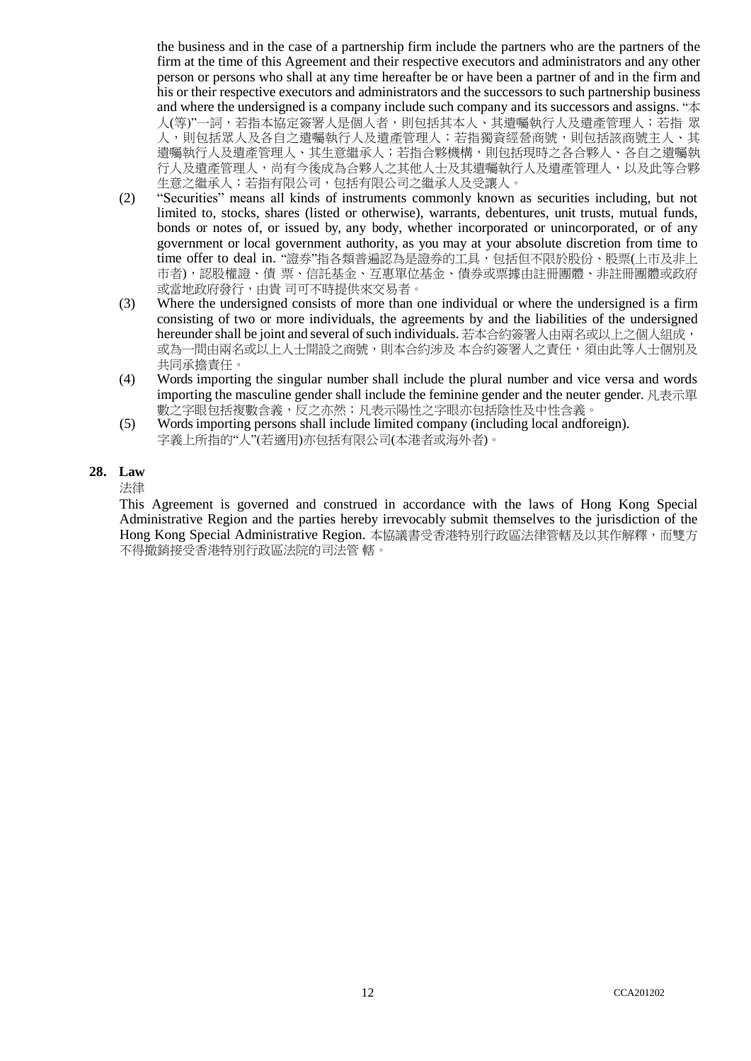the business and in the case of a partnership firm include the partners who are the partners of the firm at the time of this Agreement and their respective executors and administrators and any other person or persons who shall at any time hereafter be or have been a partner of and in the firm and his or their respective executors and administrators and the successors to such partnership business and where the undersigned is a company include such company and its successors and assigns. "本人(等)"一詞，若指本協定簽署人是個人者，則包括其本人、其遺囑執行人及遺產管理人；若指 眾人，則包括眾人及各自之遺囑執行人及遺產管理人；若指獨資經營商號，則包括該商號主人、其遺囑執行人及遺產管理人、其生意繼承人；若指合夥機構，則包括現時之各合夥人、各自之遺囑執行人及遺產管理人，尚有今後成為合夥人之其他人士及其遺囑執行人及遺產管理人，以及此等合夥生意之繼承人；若指有限公司，包括有限公司之繼承人及受讓人。

(2) "Securities" means all kinds of instruments commonly known as securities including, but not limited to, stocks, shares (listed or otherwise), warrants, debentures, unit trusts, mutual funds, bonds or notes of, or issued by, any body, whether incorporated or unincorporated, or of any government or local government authority, as you may at your absolute discretion from time to time offer to deal in. "證券"指各類普遍認為是證券的工具，包括但不限於股份、股票(上市及非上市者)，認股權證、債 票、信託基金、互惠單位基金、債券或票據由註冊團體、非註冊團體或政府或當地政府發行，由貴 司可不時提供來交易者。

(3) Where the undersigned consists of more than one individual or where the undersigned is a firm consisting of two or more individuals, the agreements by and the liabilities of the undersigned hereunder shall be joint and several of such individuals. 若本合約簽署人由兩名或以上之個人組成，或為一間由兩名或以上人士開設之商號，則本合約涉及 本合約簽署人之責任，須由此等人士個別及共同承擔責任。

(4) Words importing the singular number shall include the plural number and vice versa and words importing the masculine gender shall include the feminine gender and the neuter gender. 凡表示單數之字眼包括複數含義，反之亦然；凡表示陽性之字眼亦包括陰性及中性含義。

(5) Words importing persons shall include limited company (including local andforeign). 字義上所指的"人"(若適用)亦包括有限公司(本港者或海外者)。

## 28. Law

法律

This Agreement is governed and construed in accordance with the laws of Hong Kong Special Administrative Region and the parties hereby irrevocably submit themselves to the jurisdiction of the Hong Kong Special Administrative Region. 本協議書受香港特別行政區法律管轄及以其作解釋，而雙方不得撤銷接受香港特別行政區法院的司法管 轄。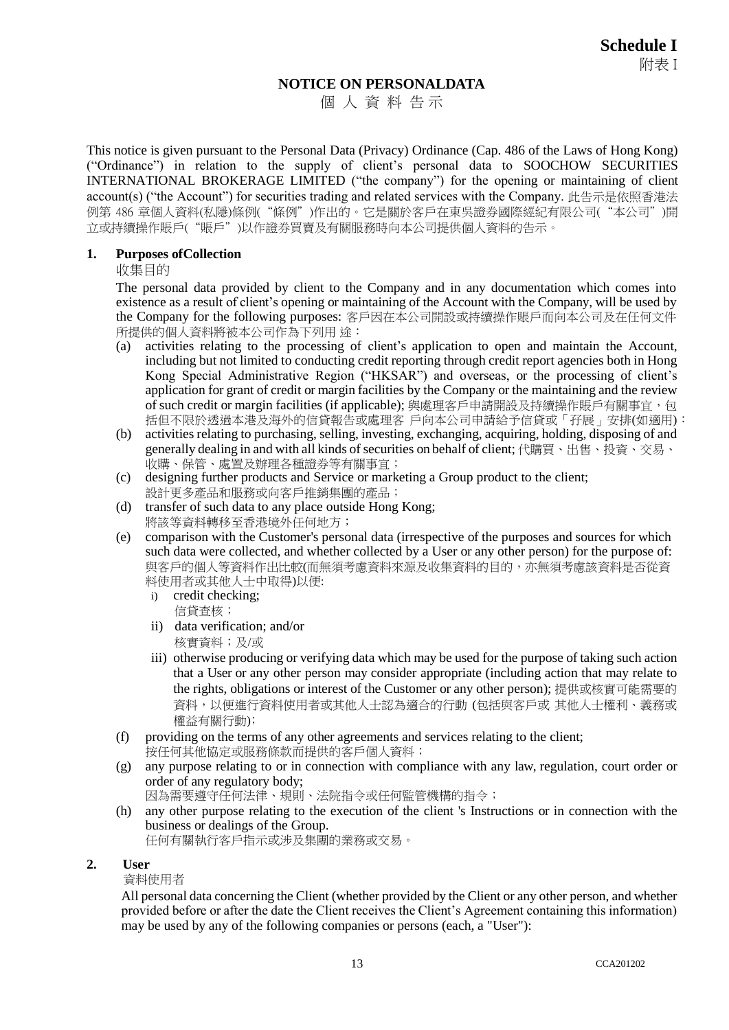**Schedule I**
附表 I

# NOTICE ON PERSONALDATA

個 人 資 料 告 示

This notice is given pursuant to the Personal Data (Privacy) Ordinance (Cap. 486 of the Laws of Hong Kong) ("Ordinance") in relation to the supply of client's personal data to SOOCHOW SECURITIES INTERNATIONAL BROKERAGE LIMITED ("the company") for the opening or maintaining of client account(s) ("the Account") for securities trading and related services with the Company. 此告示是依照香港法例第 486 章個人資料(私隱)條例("條例")作出的。它是關於客戶在東吳證券國際經紀有限公司("本公司")開立或持續操作賬戶("賬戶")以作證券買賣及有關服務時向本公司提供個人資料的告示。

## 1. Purposes ofCollection

收集目的

The personal data provided by client to the Company and in any documentation which comes into existence as a result of client's opening or maintaining of the Account with the Company, will be used by the Company for the following purposes: 客戶因在本公司開設或持續操作賬戶而向本公司及在任何文件所提供的個人資料將被本公司作為下列用 途：

(a) activities relating to the processing of client's application to open and maintain the Account, including but not limited to conducting credit reporting through credit report agencies both in Hong Kong Special Administrative Region ("HKSAR") and overseas, or the processing of client's application for grant of credit or margin facilities by the Company or the maintaining and the review of such credit or margin facilities (if applicable); 與處理客戶申請開設及持續操作賬戶有關事宜，包括但不限於透過本港及海外的信貸報告或處理客 戶向本公司申請給予信貸或「孖展」安排(如適用)：

(b) activities relating to purchasing, selling, investing, exchanging, acquiring, holding, disposing of and generally dealing in and with all kinds of securities on behalf of client; 代購買、出售、投資、交易、收購、保管、處置及辦理各種證券等有關事宜；

(c) designing further products and Service or marketing a Group product to the client;
設計更多產品和服務或向客戶推銷集團的產品；

(d) transfer of such data to any place outside Hong Kong;
將該等資料轉移至香港境外任何地方；

(e) comparison with the Customer's personal data (irrespective of the purposes and sources for which such data were collected, and whether collected by a User or any other person) for the purpose of:
與客戶的個人等資料作出比較(而無須考慮資料來源及收集資料的目的，亦無須考慮該資料是否從資料使用者或其他人士中取得)以便:

   i) credit checking;
   信貸查核；

   ii) data verification; and/or
   核實資料；及/或

   iii) otherwise producing or verifying data which may be used for the purpose of taking such action that a User or any other person may consider appropriate (including action that may relate to the rights, obligations or interest of the Customer or any other person); 提供或核實可能需要的資料，以便進行資料使用者或其他人士認為適合的行動 (包括與客戶或 其他人士權利、義務或權益有關行動);

(f) providing on the terms of any other agreements and services relating to the client;
按任何其他協定或服務條款而提供的客戶個人資料；

(g) any purpose relating to or in connection with compliance with any law, regulation, court order or order of any regulatory body;
因為需要遵守任何法律、規則、法院指令或任何監管機構的指令；

(h) any other purpose relating to the execution of the client 's Instructions or in connection with the business or dealings of the Group.
任何有關執行客戶指示或涉及集團的業務或交易。

## 2. User

資料使用者

All personal data concerning the Client (whether provided by the Client or any other person, and whether provided before or after the date the Client receives the Client's Agreement containing this information) may be used by any of the following companies or persons (each, a "User"):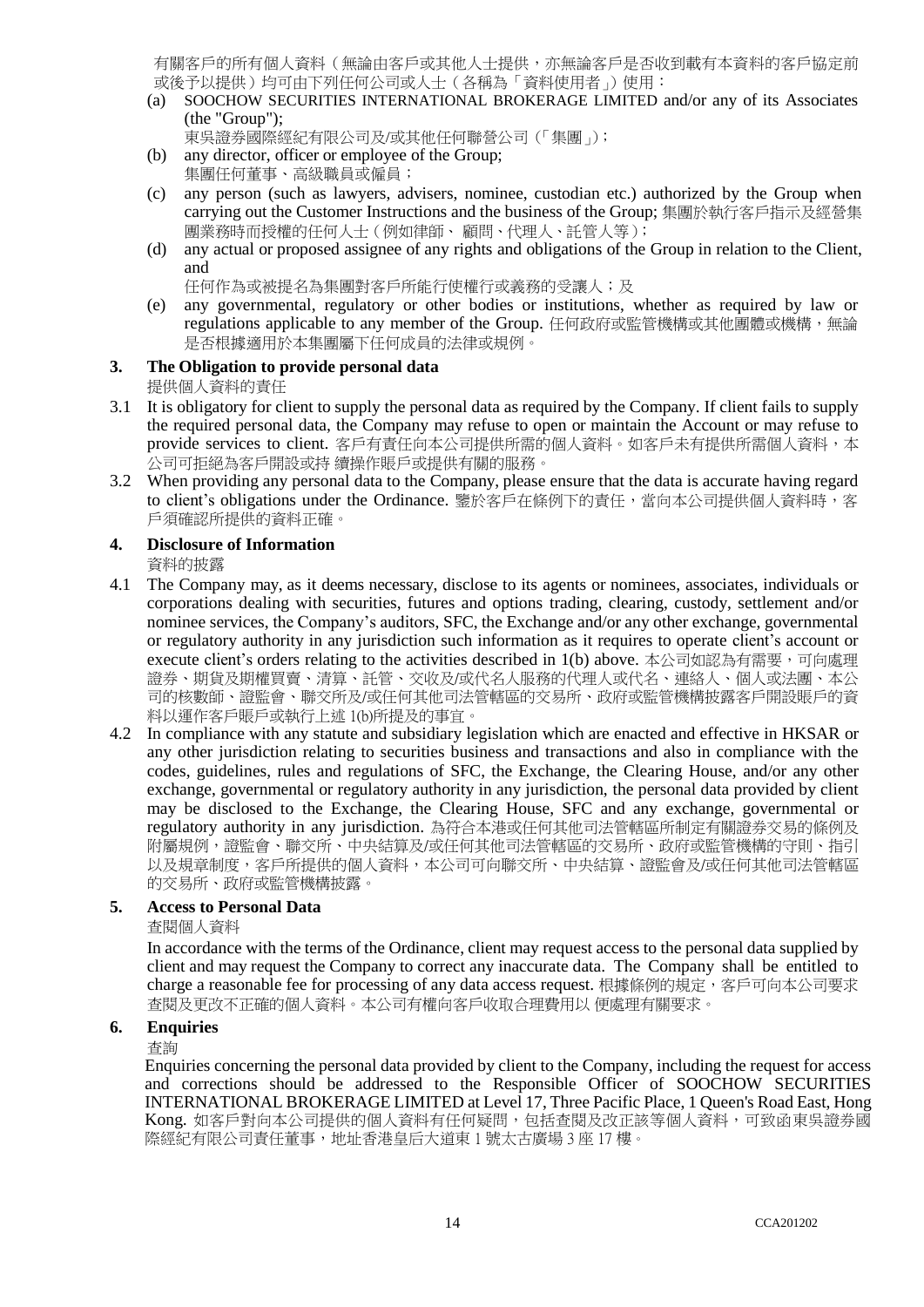有關客戶的所有個人資料（無論由客戶或其他人士提供，亦無論客戶是否收到載有本資料的客戶協定前或後予以提供）均可由下列任何公司或人士（各稱為「資料使用者」）使用：

(a) SOOCHOW SECURITIES INTERNATIONAL BROKERAGE LIMITED and/or any of its Associates (the "Group");
東吳證券國際經紀有限公司及/或其他任何聯營公司（「集團」）;

(b) any director, officer or employee of the Group;
集團任何董事、高級職員或僱員；

(c) any person (such as lawyers, advisers, nominee, custodian etc.) authorized by the Group when carrying out the Customer Instructions and the business of the Group; 集團於執行客戶指示及經營集團業務時而授權的任何人士（例如律師、 顧問、代理人、託管人等）;

(d) any actual or proposed assignee of any rights and obligations of the Group in relation to the Client, and
任何作為或被提名為集團對客戶所能行使權行或義務的受讓人；及

(e) any governmental, regulatory or other bodies or institutions, whether as required by law or regulations applicable to any member of the Group. 任何政府或監管機構或其他團體或機構，無論是否根據適用於本集團屬下任何成員的法律或規例。

**3. The Obligation to provide personal data**
提供個人資料的責任

3.1 It is obligatory for client to supply the personal data as required by the Company. If client fails to supply the required personal data, the Company may refuse to open or maintain the Account or may refuse to provide services to client. 客戶有責任向本公司提供所需的個人資料。如客戶未有提供所需個人資料，本公司可拒絕為客戶開設或持 續操作賬戶或提供有關的服務。

3.2 When providing any personal data to the Company, please ensure that the data is accurate having regard to client's obligations under the Ordinance. 鑒於客戶在條例下的責任，當向本公司提供個人資料時，客戶須確認所提供的資料正確。

**4. Disclosure of Information**
資料的披露

4.1 The Company may, as it deems necessary, disclose to its agents or nominees, associates, individuals or corporations dealing with securities, futures and options trading, clearing, custody, settlement and/or nominee services, the Company's auditors, SFC, the Exchange and/or any other exchange, governmental or regulatory authority in any jurisdiction such information as it requires to operate client's account or execute client's orders relating to the activities described in 1(b) above. 本公司如認為有需要，可向處理證券、期貨及期權買賣、清算、託管、交收及/或代名人服務的代理人或代名、連絡人、個人或法團、本公司的核數師、證監會、聯交所及/或任何其他司法管轄區的交易所、政府或監管機構披露客戶開設賬戶的資料以運作客戶賬戶或執行上述 1(b)所提及的事宜。

4.2 In compliance with any statute and subsidiary legislation which are enacted and effective in HKSAR or any other jurisdiction relating to securities business and transactions and also in compliance with the codes, guidelines, rules and regulations of SFC, the Exchange, the Clearing House, and/or any other exchange, governmental or regulatory authority in any jurisdiction, the personal data provided by client may be disclosed to the Exchange, the Clearing House, SFC and any exchange, governmental or regulatory authority in any jurisdiction. 為符合本港或任何其他司法管轄區所制定有關證券交易的條例及附屬規例，證監會、聯交所、中央結算及/或任何其他司法管轄區的交易所、政府或監管機構的守則、指引以及規章制度，客戶所提供的個人資料，本公司可向聯交所、中央結算、證監會及/或任何其他司法管轄區的交易所、政府或監管機構披露。

**5. Access to Personal Data**
查閱個人資料

In accordance with the terms of the Ordinance, client may request access to the personal data supplied by client and may request the Company to correct any inaccurate data. The Company shall be entitled to charge a reasonable fee for processing of any data access request. 根據條例的規定，客戶可向本公司要求查閱及更改不正確的個人資料。本公司有權向客戶收取合理費用以 便處理有關要求。

**6. Enquiries**
查詢

Enquiries concerning the personal data provided by client to the Company, including the request for access and corrections should be addressed to the Responsible Officer of SOOCHOW SECURITIES INTERNATIONAL BROKERAGE LIMITED at Level 17, Three Pacific Place, 1 Queen's Road East, Hong Kong. 如客戶對向本公司提供的個人資料有任何疑問，包括查閱及改正該等個人資料，可致函東吳證券國際經紀有限公司責任董事，地址香港皇后大道東 1 號太古廣場 3 座 17 樓。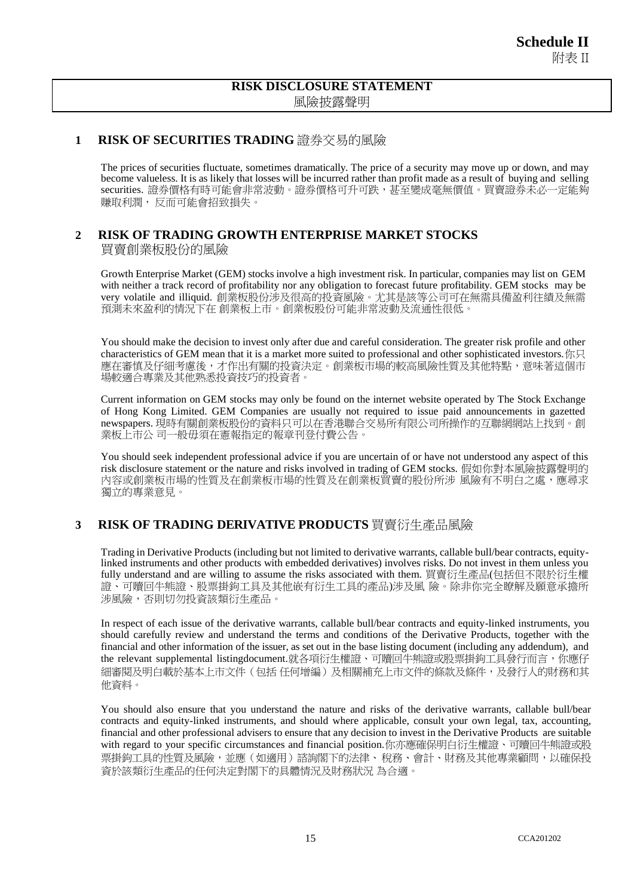**Schedule II**
附表 II

# RISK DISCLOSURE STATEMENT
# 風險披露聲明

## 1 RISK OF SECURITIES TRADING 證券交易的風險

The prices of securities fluctuate, sometimes dramatically. The price of a security may move up or down, and may become valueless. It is as likely that losses will be incurred rather than profit made as a result of buying and selling securities. 證券價格有時可能會非常波動。證券價格可升可跌，甚至變成毫無價值。買賣證券未必一定能夠賺取利潤， 反而可能會招致損失。

## 2 RISK OF TRADING GROWTH ENTERPRISE MARKET STOCKS 買賣創業板股份的風險

Growth Enterprise Market (GEM) stocks involve a high investment risk. In particular, companies may list on GEM with neither a track record of profitability nor any obligation to forecast future profitability. GEM stocks may be very volatile and illiquid. 創業板股份涉及很高的投資風險。尤其是該等公司可在無需具備盈利往績及無需預測未來盈利的情況下在 創業板上市。創業板股份可能非常波動及流通性很低。

You should make the decision to invest only after due and careful consideration. The greater risk profile and other characteristics of GEM mean that it is a market more suited to professional and other sophisticated investors.你只應在審慎及仔細考慮後，才作出有關的投資決定。創業板市場的較高風險性質及其他特點，意味著這個市場較適合專業及其他熟悉投資技巧的投資者。

Current information on GEM stocks may only be found on the internet website operated by The Stock Exchange of Hong Kong Limited. GEM Companies are usually not required to issue paid announcements in gazetted newspapers. 現時有關創業板股份的資料只可以在香港聯合交易所有限公司所操作的互聯網網站上找到。創業板上市公 司一般毋須在憲報指定的報章刊登付費公告。

You should seek independent professional advice if you are uncertain of or have not understood any aspect of this risk disclosure statement or the nature and risks involved in trading of GEM stocks. 假如你對本風險披露聲明的內容或創業板市場的性質及在創業板市場的性質及在創業板買賣的股份所涉 風險有不明白之處，應尋求獨立的專業意見。

## 3 RISK OF TRADING DERIVATIVE PRODUCTS 買賣衍生產品風險

Trading in Derivative Products (including but not limited to derivative warrants, callable bull/bear contracts, equity-linked instruments and other products with embedded derivatives) involves risks. Do not invest in them unless you fully understand and are willing to assume the risks associated with them. 買賣衍生產品(包括但不限於衍生權證、可贖回牛熊證、股票掛鉤工具及其他嵌有衍生工具的產品)涉及風 險。除非你完全瞭解及願意承擔所涉風險，否則切勿投資該類衍生產品。

In respect of each issue of the derivative warrants, callable bull/bear contracts and equity-linked instruments, you should carefully review and understand the terms and conditions of the Derivative Products, together with the financial and other information of the issuer, as set out in the base listing document (including any addendum), and the relevant supplemental listingdocument.就各項衍生權證、可贖回牛熊證或股票掛鉤工具發行而言，你應仔細審閱及明白載於基本上市文件（包括 任何增編）及相關補充上市文件的條款及條件，及發行人的財務和其他資料。

You should also ensure that you understand the nature and risks of the derivative warrants, callable bull/bear contracts and equity-linked instruments, and should where applicable, consult your own legal, tax, accounting, financial and other professional advisers to ensure that any decision to invest in the Derivative Products are suitable with regard to your specific circumstances and financial position.你亦應確保明白衍生權證、可贖回牛熊證或股票掛鉤工具的性質及風險，並應（如適用）諮詢閣下的法律、稅務、會計、財務及其他專業顧問，以確保投資於該類衍生產品的任何決定對閣下的具體情況及財務狀況 為合適。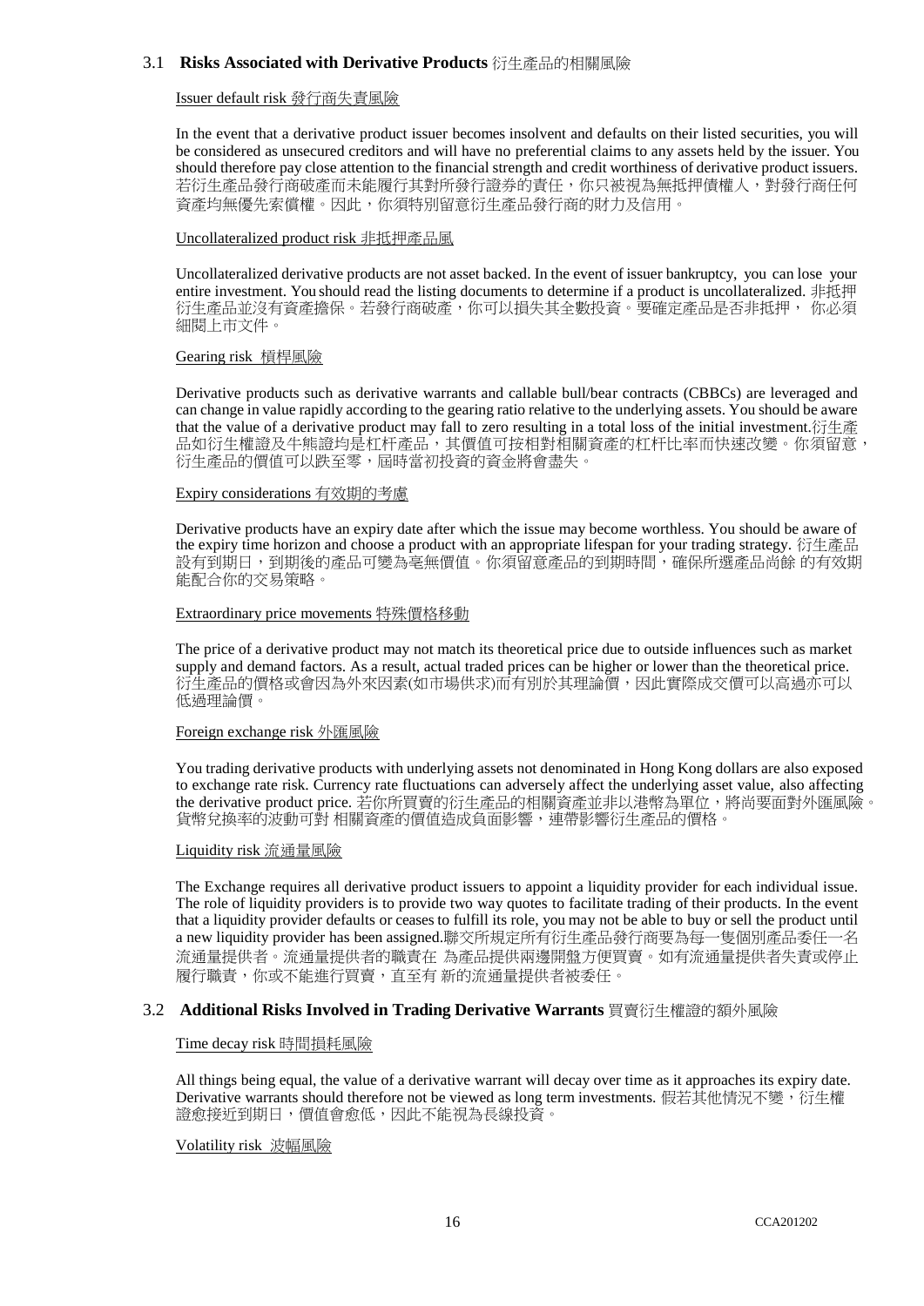## 3.1 **Risks Associated with Derivative Products** 衍生產品的相關風險

Issuer default risk 發行商失責風險

In the event that a derivative product issuer becomes insolvent and defaults on their listed securities, you will be considered as unsecured creditors and will have no preferential claims to any assets held by the issuer. You should therefore pay close attention to the financial strength and credit worthiness of derivative product issuers. 若衍生產品發行商破產而未能履行其對所發行證券的責任，你只被視為無抵押債權人，對發行商任何資產均無優先索償權。因此，你須特別留意衍生產品發行商的財力及信用。

Uncollateralized product risk 非抵押產品風

Uncollateralized derivative products are not asset backed. In the event of issuer bankruptcy, you can lose your entire investment. You should read the listing documents to determine if a product is uncollateralized. 非抵押衍生產品並沒有資產擔保。若發行商破產，你可以損失其全數投資。要確定產品是否非抵押， 你必須細閱上市文件。

Gearing risk 槓桿風險

Derivative products such as derivative warrants and callable bull/bear contracts (CBBCs) are leveraged and can change in value rapidly according to the gearing ratio relative to the underlying assets. You should be aware that the value of a derivative product may fall to zero resulting in a total loss of the initial investment.衍生產品如衍生權證及牛熊證均是杠杆產品，其價值可按相對相關資產的杠杆比率而快速改變。你須留意，衍生產品的價值可以跌至零，屆時當初投資的資金將會盡失。

Expiry considerations 有效期的考慮

Derivative products have an expiry date after which the issue may become worthless. You should be aware of the expiry time horizon and choose a product with an appropriate lifespan for your trading strategy. 衍生產品設有到期日，到期後的產品可變為毫無價值。你須留意產品的到期時間，確保所選產品尚餘 的有效期能配合你的交易策略。

Extraordinary price movements 特殊價格移動

The price of a derivative product may not match its theoretical price due to outside influences such as market supply and demand factors. As a result, actual traded prices can be higher or lower than the theoretical price. 衍生產品的價格或會因為外來因素(如市場供求)而有別於其理論價，因此實際成交價可以高過亦可以低過理論價。

Foreign exchange risk 外匯風險

You trading derivative products with underlying assets not denominated in Hong Kong dollars are also exposed to exchange rate risk. Currency rate fluctuations can adversely affect the underlying asset value, also affecting the derivative product price. 若你所買賣的衍生產品的相關資產並非以港幣為單位，將尚要面對外匯風險。貨幣兌換率的波動可對 相關資產的價值造成負面影響，連帶影響衍生產品的價格。

Liquidity risk 流通量風險

The Exchange requires all derivative product issuers to appoint a liquidity provider for each individual issue. The role of liquidity providers is to provide two way quotes to facilitate trading of their products. In the event that a liquidity provider defaults or ceases to fulfill its role, you may not be able to buy or sell the product until a new liquidity provider has been assigned.聯交所規定所有衍生產品發行商要為每一隻個別產品委任一名流通量提供者。流通量提供者的職責在 為產品提供兩邊開盤方便買賣。如有流通量提供者失責或停止履行職責，你或不能進行買賣，直至有 新的流通量提供者被委任。

## 3.2 **Additional Risks Involved in Trading Derivative Warrants** 買賣衍生權證的額外風險

Time decay risk 時間損耗風險

All things being equal, the value of a derivative warrant will decay over time as it approaches its expiry date. Derivative warrants should therefore not be viewed as long term investments. 假若其他情況不變，衍生權證愈接近到期日，價值會愈低，因此不能視為長線投資。

Volatility risk 波幅風險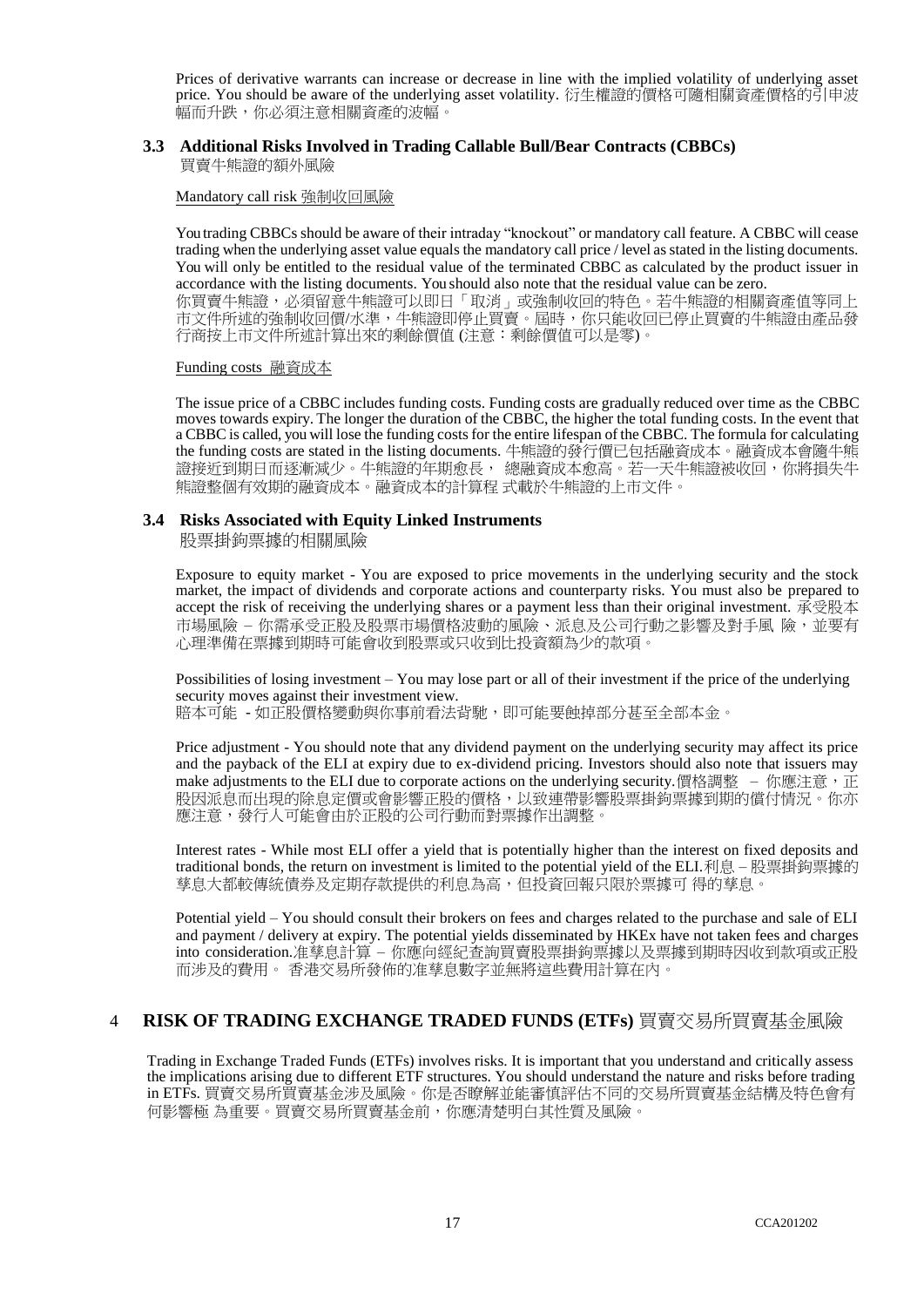Prices of derivative warrants can increase or decrease in line with the implied volatility of underlying asset price. You should be aware of the underlying asset volatility. 衍生權證的價格可隨相關資產價格的引申波幅而升跌，你必須注意相關資產的波幅。

### 3.3 Additional Risks Involved in Trading Callable Bull/Bear Contracts (CBBCs)
買賣牛熊證的額外風險

Mandatory call risk 強制收回風險

You trading CBBCs should be aware of their intraday "knockout" or mandatory call feature. A CBBC will cease trading when the underlying asset value equals the mandatory call price / level as stated in the listing documents. You will only be entitled to the residual value of the terminated CBBC as calculated by the product issuer in accordance with the listing documents. You should also note that the residual value can be zero.
你買賣牛熊證，必須留意牛熊證可以即日「取消」或強制收回的特色。若牛熊證的相關資產值等同上市文件所述的強制收回價/水準，牛熊證即停止買賣。屆時，你只能收回已停止買賣的牛熊證由產品發行商按上市文件所述計算出來的剩餘價值 (注意：剩餘價值可以是零)。

Funding costs 融資成本

The issue price of a CBBC includes funding costs. Funding costs are gradually reduced over time as the CBBC moves towards expiry. The longer the duration of the CBBC, the higher the total funding costs. In the event that a CBBC is called, you will lose the funding costs for the entire lifespan of the CBBC. The formula for calculating the funding costs are stated in the listing documents. 牛熊證的發行價已包括融資成本。融資成本會隨牛熊證接近到期日而逐漸減少。牛熊證的年期愈長， 總融資成本愈高。若一天牛熊證被收回，你將損失牛熊證整個有效期的融資成本。融資成本的計算程 式載於牛熊證的上市文件。

### 3.4 Risks Associated with Equity Linked Instruments
股票掛鉤票據的相關風險

Exposure to equity market - You are exposed to price movements in the underlying security and the stock market, the impact of dividends and corporate actions and counterparty risks. You must also be prepared to accept the risk of receiving the underlying shares or a payment less than their original investment. 承受股本市場風險 – 你需承受正股及股票市場價格波動的風險、派息及公司行動之影響及對手風 險，並要有心理準備在票據到期時可能會收到股票或只收到比投資額為少的款項。

Possibilities of losing investment – You may lose part or all of their investment if the price of the underlying security moves against their investment view.
賠本可能 - 如正股價格變動與你事前看法背馳，即可能要蝕掉部分甚至全部本金。

Price adjustment - You should note that any dividend payment on the underlying security may affect its price and the payback of the ELI at expiry due to ex-dividend pricing. Investors should also note that issuers may make adjustments to the ELI due to corporate actions on the underlying security.價格調整 – 你應注意，正股因派息而出現的除息定價或會影響正股的價格，以致連帶影響股票掛鉤票據到期的償付情況。你亦應注意，發行人可能會由於正股的公司行動而對票據作出調整。

Interest rates - While most ELI offer a yield that is potentially higher than the interest on fixed deposits and traditional bonds, the return on investment is limited to the potential yield of the ELI.利息 – 股票掛鉤票據的孳息大都較傳統債券及定期存款提供的利息為高，但投資回報只限於票據可 得的孳息。

Potential yield – You should consult their brokers on fees and charges related to the purchase and sale of ELI and payment / delivery at expiry. The potential yields disseminated by HKEx have not taken fees and charges into consideration.准孳息計算 – 你應向經紀查詢買賣股票掛鉤票據以及票據到期時因收到款項或正股而涉及的費用。 香港交易所發佈的准孳息數字並無將這些費用計算在內。

## 4 RISK OF TRADING EXCHANGE TRADED FUNDS (ETFs) 買賣交易所買賣基金風險

Trading in Exchange Traded Funds (ETFs) involves risks. It is important that you understand and critically assess the implications arising due to different ETF structures. You should understand the nature and risks before trading in ETFs. 買賣交易所買賣基金涉及風險。你是否瞭解並能審慎評估不同的交易所買賣基金結構及特色會有何影響極 為重要。買賣交易所買賣基金前，你應清楚明白其性質及風險。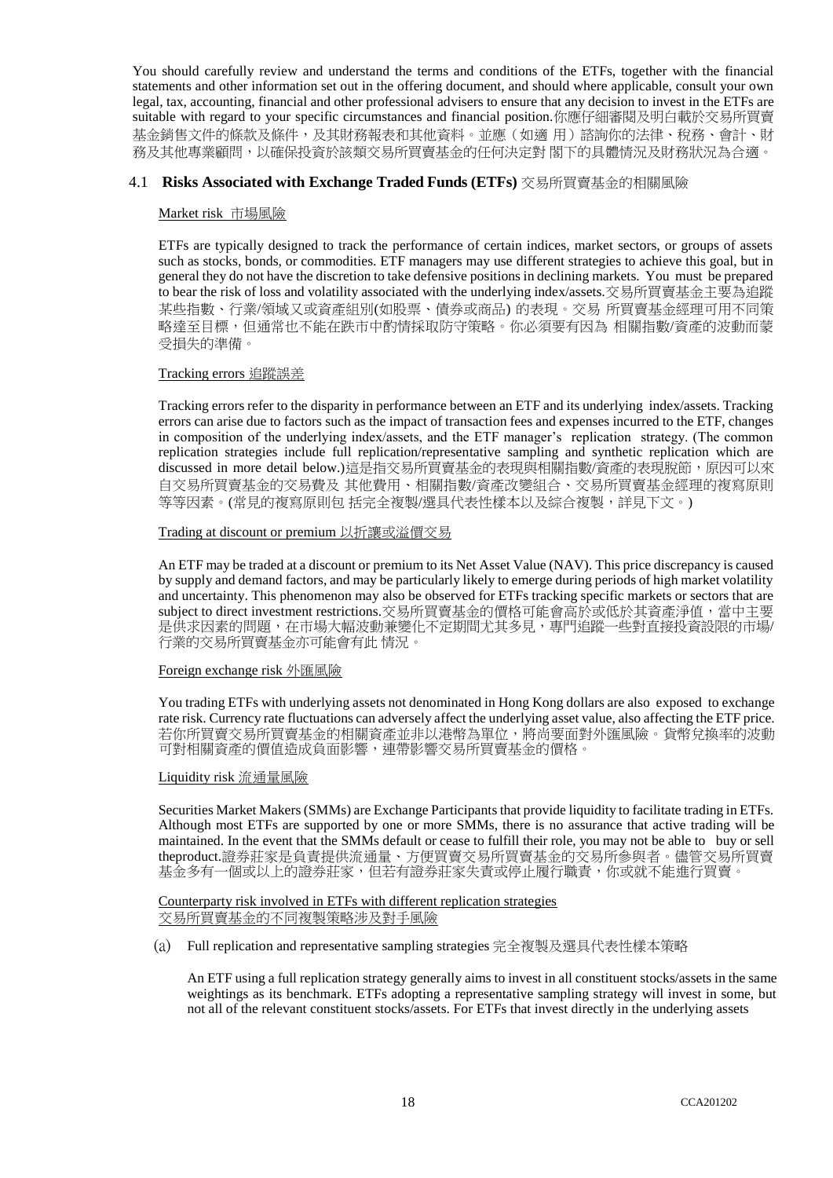You should carefully review and understand the terms and conditions of the ETFs, together with the financial statements and other information set out in the offering document, and should where applicable, consult your own legal, tax, accounting, financial and other professional advisers to ensure that any decision to invest in the ETFs are suitable with regard to your specific circumstances and financial position.你應仔細審閱及明白載於交易所買賣基金銷售文件的條款及條件，及其財務報表和其他資料。並應（如適 用）諮詢你的法律、稅務、會計、財務及其他專業顧問，以確保投資於該類交易所買賣基金的任何決定對 閣下的具體情況及財務狀況為合適。

## 4.1 **Risks Associated with Exchange Traded Funds (ETFs)** 交易所買賣基金的相關風險

Market risk 市場風險

ETFs are typically designed to track the performance of certain indices, market sectors, or groups of assets such as stocks, bonds, or commodities. ETF managers may use different strategies to achieve this goal, but in general they do not have the discretion to take defensive positions in declining markets. You must be prepared to bear the risk of loss and volatility associated with the underlying index/assets.交易所買賣基金主要為追蹤某些指數、行業/領域又或資產組別(如股票、債券或商品) 的表現。交易 所買賣基金經理可用不同策略達至目標，但通常也不能在跌市中酌情採取防守策略。你必須要有因為 相關指數/資產的波動而蒙受損失的準備。

Tracking errors 追蹤誤差

Tracking errors refer to the disparity in performance between an ETF and its underlying index/assets. Tracking errors can arise due to factors such as the impact of transaction fees and expenses incurred to the ETF, changes in composition of the underlying index/assets, and the ETF manager's replication strategy. (The common replication strategies include full replication/representative sampling and synthetic replication which are discussed in more detail below.)這是指交易所買賣基金的表現與相關指數/資產的表現脫節，原因可以來自交易所買賣基金的交易費及 其他費用、相關指數/資產改變組合、交易所買賣基金經理的複寫原則等等因素。(常見的複寫原則包 括完全複製/選具代表性樣本以及綜合複製，詳見下文。)

Trading at discount or premium 以折讓或溢價交易

An ETF may be traded at a discount or premium to its Net Asset Value (NAV). This price discrepancy is caused by supply and demand factors, and may be particularly likely to emerge during periods of high market volatility and uncertainty. This phenomenon may also be observed for ETFs tracking specific markets or sectors that are subject to direct investment restrictions.交易所買賣基金的價格可能會高於或低於其資產淨值，當中主要是供求因素的問題，在市場大幅波動兼變化不定期間尤其多見，專門追蹤一些對直接投資設限的市場/行業的交易所買賣基金亦可能會有此 情況。

Foreign exchange risk 外匯風險

You trading ETFs with underlying assets not denominated in Hong Kong dollars are also exposed to exchange rate risk. Currency rate fluctuations can adversely affect the underlying asset value, also affecting the ETF price. 若你所買賣交易所買賣基金的相關資產並非以港幣為單位，將尚要面對外匯風險。貨幣兌換率的波動可對相關資產的價值造成負面影響，連帶影響交易所買賣基金的價格。

Liquidity risk 流通量風險

Securities Market Makers (SMMs) are Exchange Participants that provide liquidity to facilitate trading in ETFs. Although most ETFs are supported by one or more SMMs, there is no assurance that active trading will be maintained. In the event that the SMMs default or cease to fulfill their role, you may not be able to buy or sell theproduct.證券莊家是負責提供流通量、方便買賣交易所買賣基金的交易所參與者。儘管交易所買賣基金多有一個或以上的證券莊家，但若有證券莊家失責或停止履行職責，你或就不能進行買賣。

Counterparty risk involved in ETFs with different replication strategies
交易所買賣基金的不同複製策略涉及對手風險

(a) Full replication and representative sampling strategies 完全複製及選具代表性樣本策略

An ETF using a full replication strategy generally aims to invest in all constituent stocks/assets in the same weightings as its benchmark. ETFs adopting a representative sampling strategy will invest in some, but not all of the relevant constituent stocks/assets. For ETFs that invest directly in the underlying assets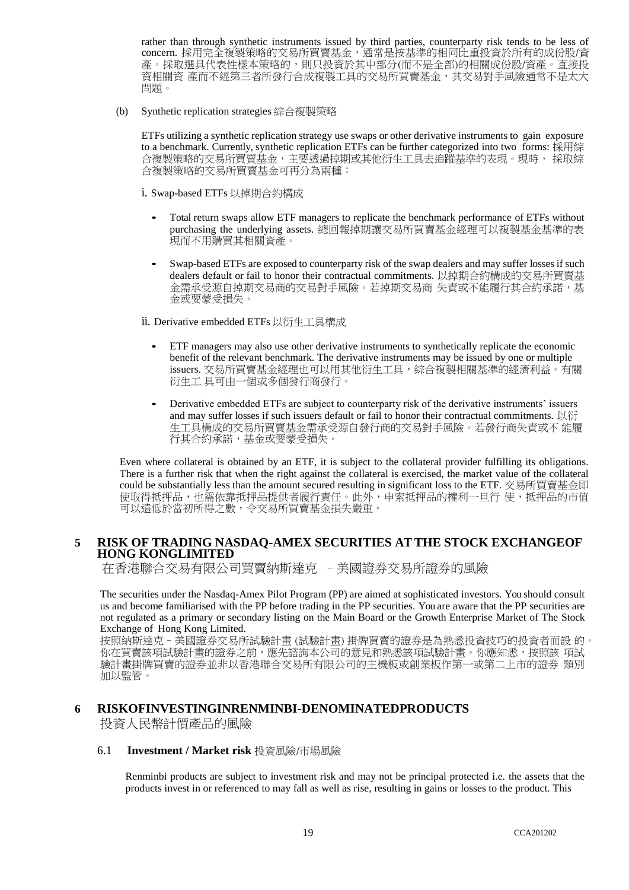rather than through synthetic instruments issued by third parties, counterparty risk tends to be less of concern. 採用完全複製策略的交易所買賣基金，通常是按基準的相同比重投資於所有的成份股/資產。採取選具代表性樣本策略的，則只投資於其中部分(而不是全部)的相關成份股/資產。直接投資相關資 產而不經第三者所發行合成複製工具的交易所買賣基金，其交易對手風險通常不是太大問題。

(b) Synthetic replication strategies 綜合複製策略

ETFs utilizing a synthetic replication strategy use swaps or other derivative instruments to gain exposure to a benchmark. Currently, synthetic replication ETFs can be further categorized into two forms: 採用綜合複製策略的交易所買賣基金，主要透過掉期或其他衍生工具去追蹤基準的表現。現時， 採取綜合複製策略的交易所買賣基金可再分為兩種：

i. Swap-based ETFs 以掉期合約構成

- Total return swaps allow ETF managers to replicate the benchmark performance of ETFs without purchasing the underlying assets. 總回報掉期讓交易所買賣基金經理可以複製基金基準的表現而不用購買其相關資產。
- Swap-based ETFs are exposed to counterparty risk of the swap dealers and may suffer losses if such dealers default or fail to honor their contractual commitments. 以掉期合約構成的交易所買賣基金需承受源自掉期交易商的交易對手風險。若掉期交易商 失責或不能履行其合約承諾，基金或要蒙受損失。

ii. Derivative embedded ETFs 以衍生工具構成

- ETF managers may also use other derivative instruments to synthetically replicate the economic benefit of the relevant benchmark. The derivative instruments may be issued by one or multiple issuers. 交易所買賣基金經理也可以用其他衍生工具，綜合複製相關基準的經濟利益。有關衍生工 具可由一個或多個發行商發行。
- Derivative embedded ETFs are subject to counterparty risk of the derivative instruments' issuers and may suffer losses if such issuers default or fail to honor their contractual commitments. 以衍生工具構成的交易所買賣基金需承受源自發行商的交易對手風險。若發行商失責或不 能履行其合約承諾，基金或要蒙受損失。

Even where collateral is obtained by an ETF, it is subject to the collateral provider fulfilling its obligations. There is a further risk that when the right against the collateral is exercised, the market value of the collateral could be substantially less than the amount secured resulting in significant loss to the ETF. 交易所買賣基金即使取得抵押品，也需依靠抵押品提供者履行責任。此外，申索抵押品的權利一旦行 使，抵押品的市值可以遠低於當初所得之數，令交易所買賣基金損失嚴重。

## 5 RISK OF TRADING NASDAQ-AMEX SECURITIES AT THE STOCK EXCHANGEOF HONG KONGLIMITED
在香港聯合交易有限公司買賣納斯達克 –美國證券交易所證券的風險

The securities under the Nasdaq-Amex Pilot Program (PP) are aimed at sophisticated investors. You should consult us and become familiarised with the PP before trading in the PP securities. You are aware that the PP securities are not regulated as a primary or secondary listing on the Main Board or the Growth Enterprise Market of The Stock Exchange of Hong Kong Limited.
按照納斯達克–美國證券交易所試驗計畫 (試驗計畫) 掛牌買賣的證券是為熟悉投資技巧的投資者而設 的。你在買賣該項試驗計畫的證券之前，應先諮詢本公司的意見和熟悉該項試驗計畫。你應知悉，按照該 項試驗計畫掛牌買賣的證券並非以香港聯合交易所有限公司的主機板或創業板作第一或第二上市的證券 類別加以監管。

## 6 RISKOFINVESTINGINRENMINBI-DENOMINATEDPRODUCTS
投資人民幣計價產品的風險

### 6.1 Investment / Market risk 投資風險/市場風險

Renminbi products are subject to investment risk and may not be principal protected i.e. the assets that the products invest in or referenced to may fall as well as rise, resulting in gains or losses to the product. This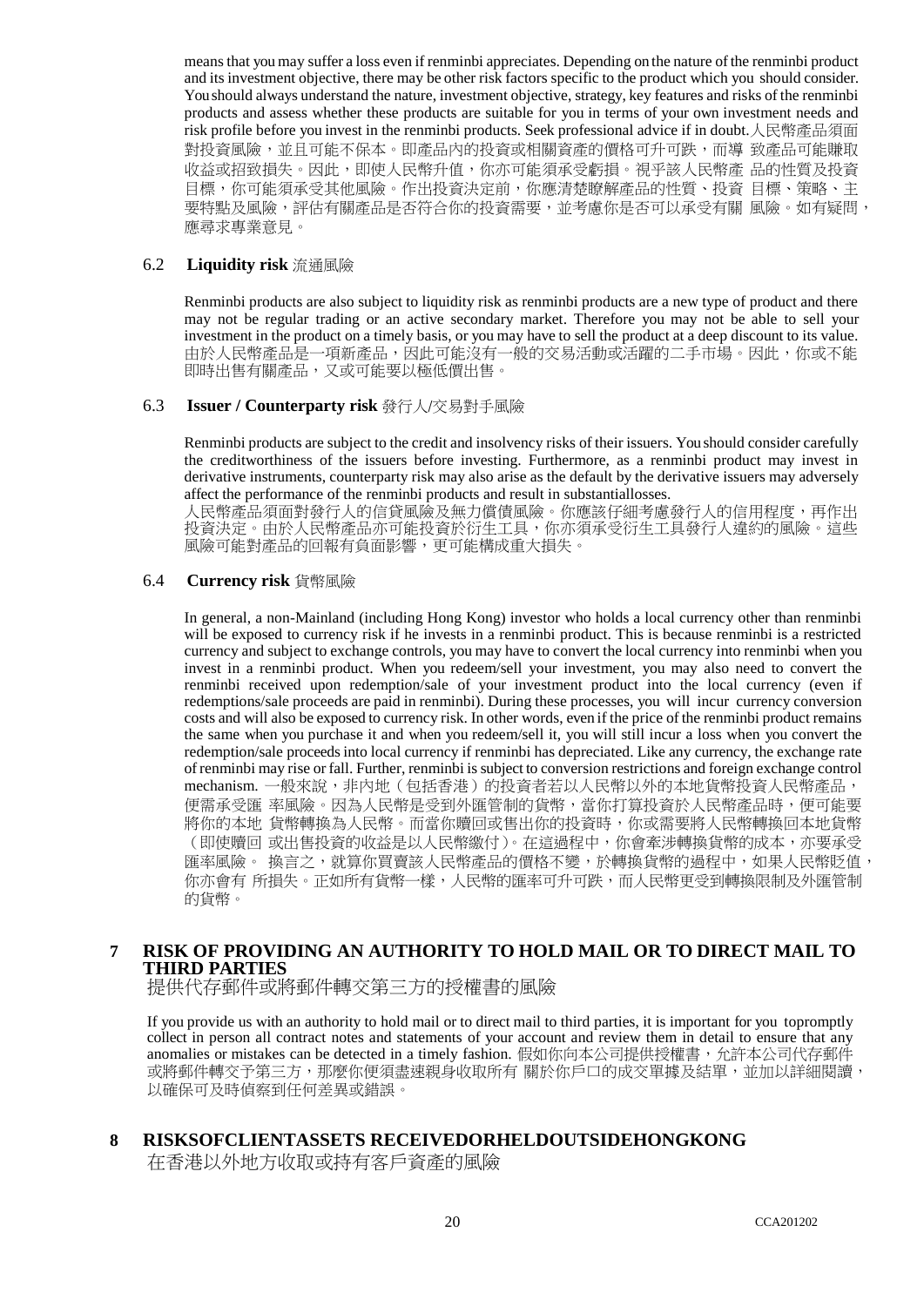means that you may suffer a loss even if renminbi appreciates. Depending on the nature of the renminbi product and its investment objective, there may be other risk factors specific to the product which you should consider. You should always understand the nature, investment objective, strategy, key features and risks of the renminbi products and assess whether these products are suitable for you in terms of your own investment needs and risk profile before you invest in the renminbi products. Seek professional advice if in doubt. 人民幣產品須面對投資風險，並且可能不保本。即產品內的投資或相關資產的價格可升可跌，而導 致產品可能賺取收益或招致損失。因此，即使人民幣升值，你亦可能須承受虧損。視乎該人民幣產 品的性質及投資目標，你可能須承受其他風險。作出投資決定前，你應清楚瞭解產品的性質、投資 目標、策略、主要特點及風險，評估有關產品是否符合你的投資需要，並考慮你是否可以承受有關 風險。如有疑問，應尋求專業意見。

### 6.2 **Liquidity risk** 流通風險

Renminbi products are also subject to liquidity risk as renminbi products are a new type of product and there may not be regular trading or an active secondary market. Therefore you may not be able to sell your investment in the product on a timely basis, or you may have to sell the product at a deep discount to its value. 由於人民幣產品是一項新產品，因此可能沒有一般的交易活動或活躍的二手市場。因此，你或不能即時出售有關產品，又或可能要以極低價出售。

### 6.3 **Issuer / Counterparty risk** 發行人/交易對手風險

Renminbi products are subject to the credit and insolvency risks of their issuers. You should consider carefully the creditworthiness of the issuers before investing. Furthermore, as a renminbi product may invest in derivative instruments, counterparty risk may also arise as the default by the derivative issuers may adversely affect the performance of the renminbi products and result in substantiallosses.
人民幣產品須面對發行人的信貸風險及無力償債風險。你應該仔細考慮發行人的信用程度，再作出投資決定。由於人民幣產品亦可能投資於衍生工具，你亦須承受衍生工具發行人違約的風險。這些風險可能對產品的回報有負面影響，更可能構成重大損失。

### 6.4 **Currency risk** 貨幣風險

In general, a non-Mainland (including Hong Kong) investor who holds a local currency other than renminbi will be exposed to currency risk if he invests in a renminbi product. This is because renminbi is a restricted currency and subject to exchange controls, you may have to convert the local currency into renminbi when you invest in a renminbi product. When you redeem/sell your investment, you may also need to convert the renminbi received upon redemption/sale of your investment product into the local currency (even if redemptions/sale proceeds are paid in renminbi). During these processes, you will incur currency conversion costs and will also be exposed to currency risk. In other words, even if the price of the renminbi product remains the same when you purchase it and when you redeem/sell it, you will still incur a loss when you convert the redemption/sale proceeds into local currency if renminbi has depreciated. Like any currency, the exchange rate of renminbi may rise or fall. Further, renminbi is subject to conversion restrictions and foreign exchange control mechanism. 一般來說，非內地（包括香港）的投資者若以人民幣以外的本地貨幣投資人民幣產品，便需承受匯 率風險。因為人民幣是受到外匯管制的貨幣，當你打算投資於人民幣產品時，便可能要將你的本地 貨幣轉換為人民幣。而當你贖回或售出你的投資時，你或需要將人民幣轉換回本地貨幣（即使贖回 或出售投資的收益是以人民幣繳付）。在這過程中，你會牽涉轉換貨幣的成本，亦要承受匯率風險。 換言之，就算你買賣該人民幣產品的價格不變，於轉換貨幣的過程中，如果人民幣貶值，你亦會有 所損失。正如所有貨幣一樣，人民幣的匯率可升可跌，而人民幣更受到轉換限制及外匯管制的貨幣。

## 7 RISK OF PROVIDING AN AUTHORITY TO HOLD MAIL OR TO DIRECT MAIL TO THIRD PARTIES
提供代存郵件或將郵件轉交第三方的授權書的風險

If you provide us with an authority to hold mail or to direct mail to third parties, it is important for you topromptly collect in person all contract notes and statements of your account and review them in detail to ensure that any anomalies or mistakes can be detected in a timely fashion. 假如你向本公司提供授權書，允許本公司代存郵件或將郵件轉交予第三方，那麼你便須盡速親身收取所有 關於你戶口的成交單據及結單，並加以詳細閱讀，以確保可及時偵察到任何差異或錯誤。

## 8 RISKSOFCLIENTASSETS RECEIVEDORHELDOUTSIDEHONGKONG
在香港以外地方收取或持有客戶資產的風險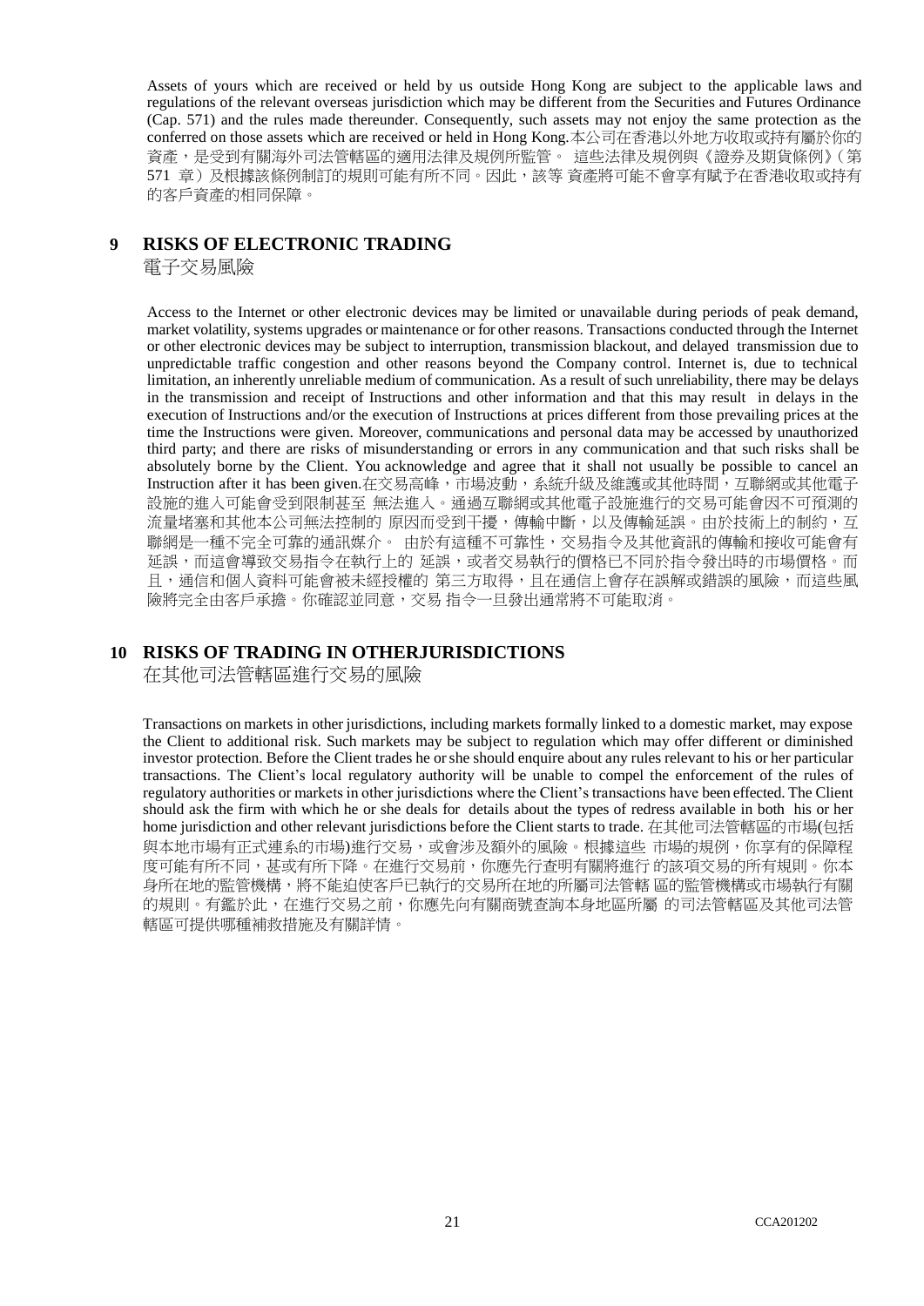Assets of yours which are received or held by us outside Hong Kong are subject to the applicable laws and regulations of the relevant overseas jurisdiction which may be different from the Securities and Futures Ordinance (Cap. 571) and the rules made thereunder. Consequently, such assets may not enjoy the same protection as the conferred on those assets which are received or held in Hong Kong.本公司在香港以外地方收取或持有屬於你的資產，是受到有關海外司法管轄區的適用法律及規例所監管。 這些法律及規例與《證券及期貨條例》(第 571 章) 及根據該條例制訂的規則可能有所不同。因此，該等 資產將可能不會享有賦予在香港收取或持有的客戶資產的相同保障。

## 9 RISKS OF ELECTRONIC TRADING
電子交易風險

Access to the Internet or other electronic devices may be limited or unavailable during periods of peak demand, market volatility, systems upgrades or maintenance or for other reasons. Transactions conducted through the Internet or other electronic devices may be subject to interruption, transmission blackout, and delayed transmission due to unpredictable traffic congestion and other reasons beyond the Company control. Internet is, due to technical limitation, an inherently unreliable medium of communication. As a result of such unreliability, there may be delays in the transmission and receipt of Instructions and other information and that this may result in delays in the execution of Instructions and/or the execution of Instructions at prices different from those prevailing prices at the time the Instructions were given. Moreover, communications and personal data may be accessed by unauthorized third party; and there are risks of misunderstanding or errors in any communication and that such risks shall be absolutely borne by the Client. You acknowledge and agree that it shall not usually be possible to cancel an Instruction after it has been given.在交易高峰，市場波動，系統升級及維護或其他時間，互聯網或其他電子設施的進入可能會受到限制甚至 無法進入。通過互聯網或其他電子設施進行的交易可能會因不可預測的流量堵塞和其他本公司無法控制的 原因而受到干擾，傳輸中斷，以及傳輸延誤。由於技術上的制約，互聯網是一種不完全可靠的通訊媒介。 由於有這種不可靠性，交易指令及其他資訊的傳輸和接收可能會有延誤，而這會導致交易指令在執行上的 延誤，或者交易執行的價格已不同於指令發出時的市場價格。而且，通信和個人資料可能會被未經授權的 第三方取得，且在通信上會存在誤解或錯誤的風險，而這些風險將完全由客戶承擔。你確認並同意，交易 指令一旦發出通常將不可能取消。

## 10 RISKS OF TRADING IN OTHERJURISDICTIONS
在其他司法管轄區進行交易的風險

Transactions on markets in other jurisdictions, including markets formally linked to a domestic market, may expose the Client to additional risk. Such markets may be subject to regulation which may offer different or diminished investor protection. Before the Client trades he or she should enquire about any rules relevant to his or her particular transactions. The Client's local regulatory authority will be unable to compel the enforcement of the rules of regulatory authorities or markets in other jurisdictions where the Client's transactions have been effected. The Client should ask the firm with which he or she deals for details about the types of redress available in both his or her home jurisdiction and other relevant jurisdictions before the Client starts to trade. 在其他司法管轄區的市場(包括與本地市場有正式連系的市場)進行交易，或會涉及額外的風險。根據這些 市場的規例，你享有的保障程度可能有所不同，甚或有所下降。在進行交易前，你應先行查明有關將進行 的該項交易的所有規則。你本身所在地的監管機構，將不能迫使客戶已執行的交易所在地的所屬司法管轄 區的監管機構或市場執行有關的規則。有鑑於此，在進行交易之前，你應先向有關商號查詢本身地區所屬 的司法管轄區及其他司法管轄區可提供哪種補救措施及有關詳情。